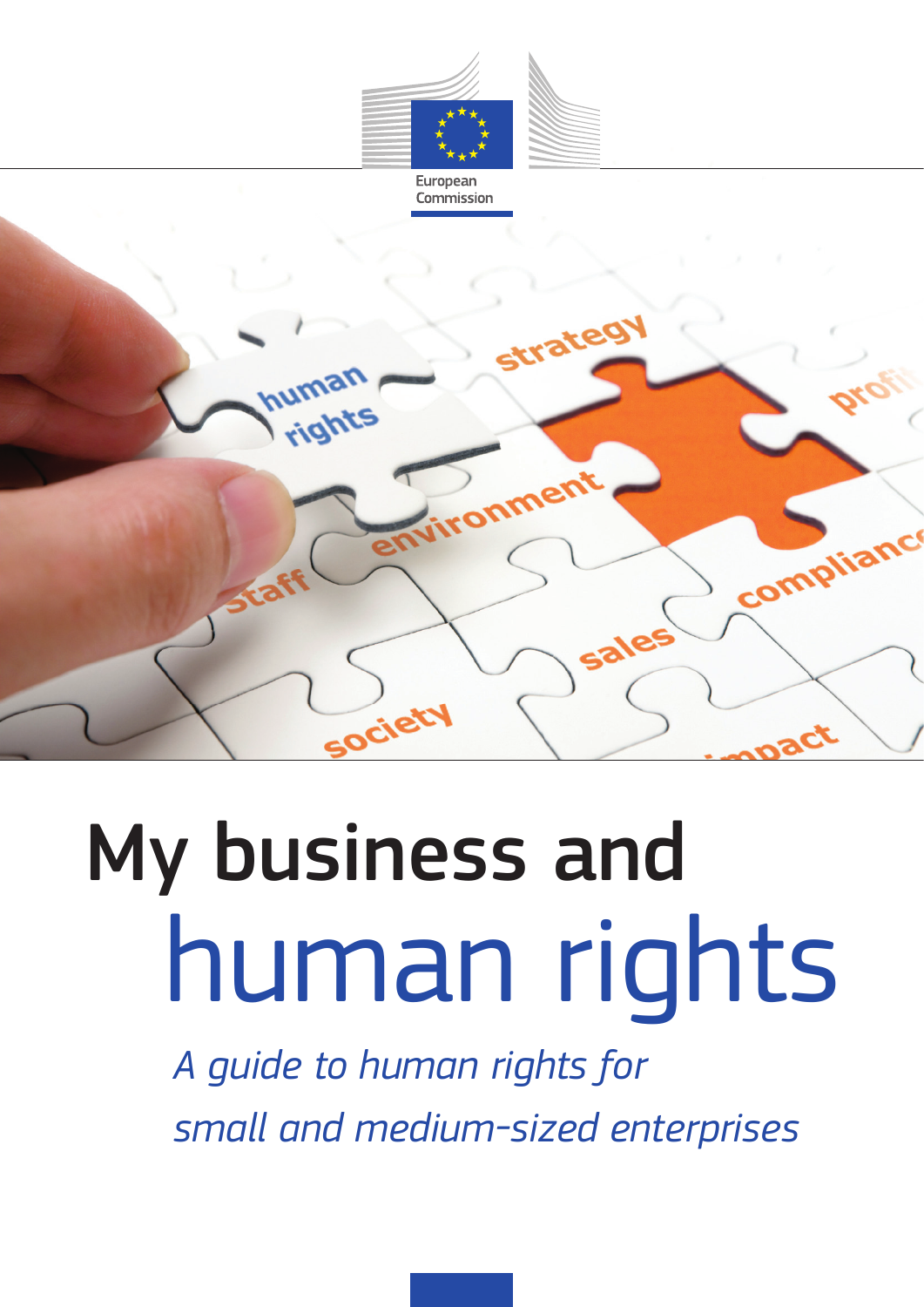European Commission

# My business and human rights

*A guide to human rights for small and medium-sized enterprises*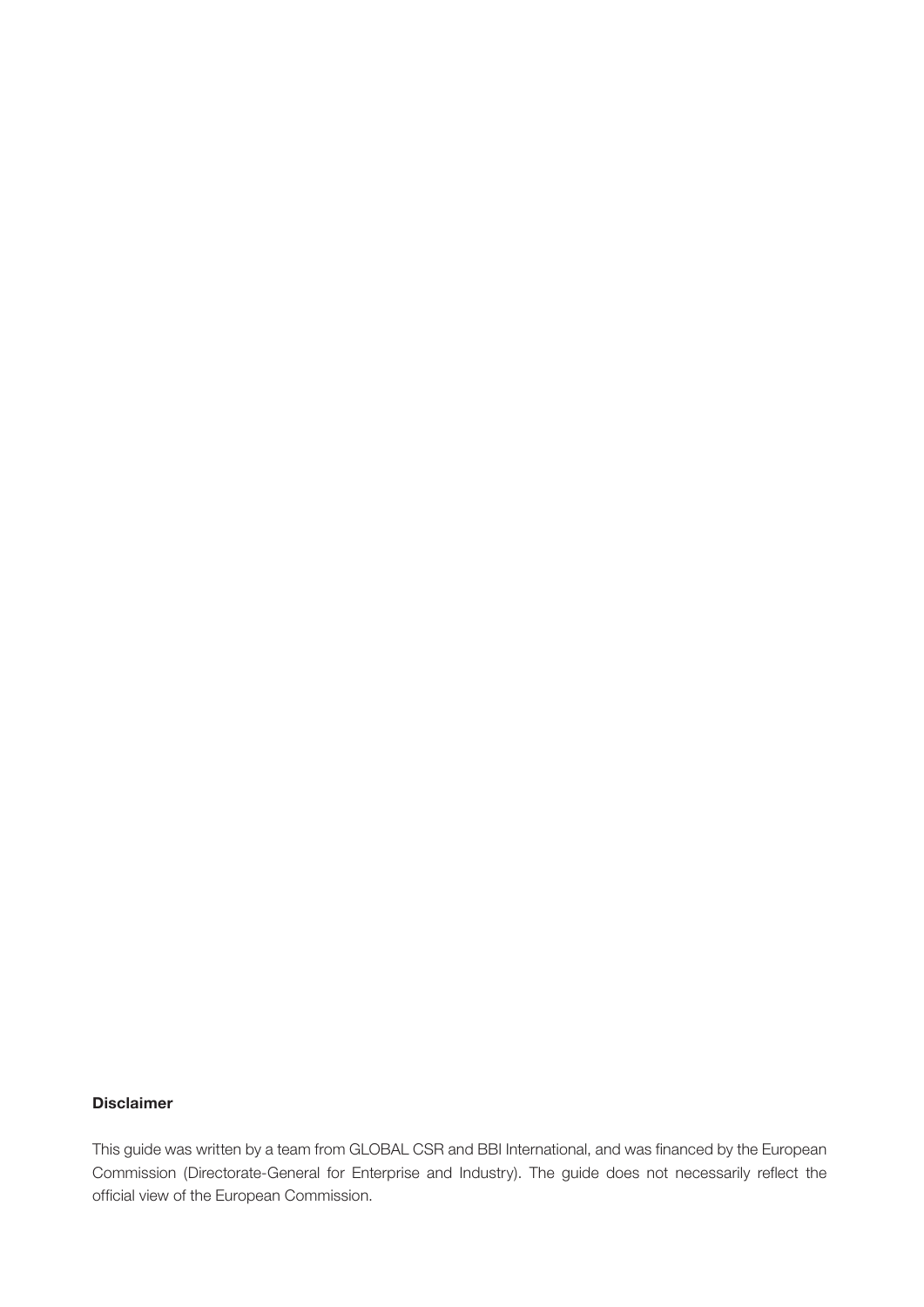**Disclaimer**

This guide was written by a team from GLOBAL CSR and BBI International, and was financed by the European Commission (Directorate-General for Enterprise and Industry). The guide does not necessarily reflect the official view of the European Commission.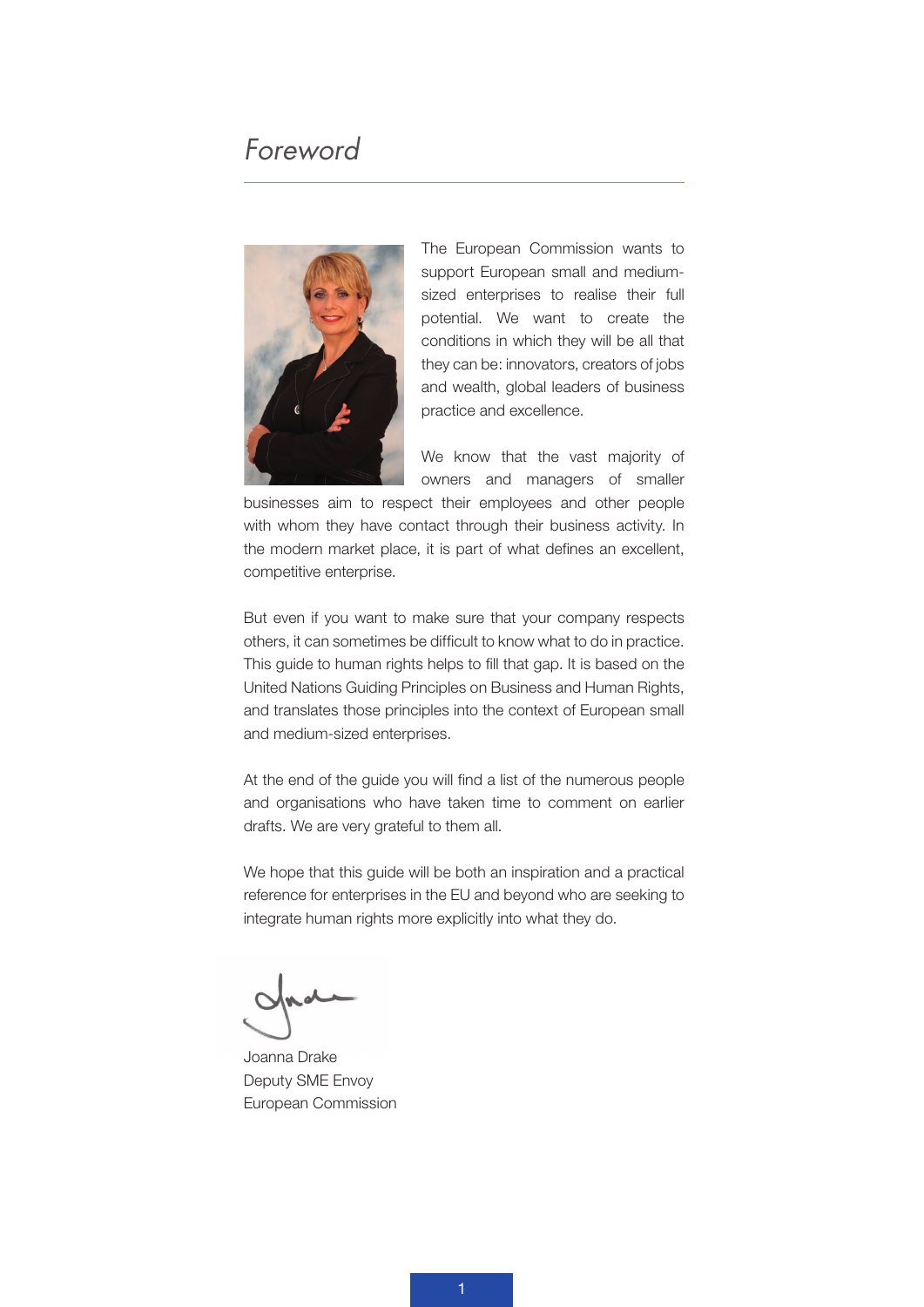# *Foreword*

The European Commission wants to support European small and medium-sized enterprises to realise their full potential. We want to create the conditions in which they will be all that they can be: innovators, creators of jobs and wealth, global leaders of business practice and excellence.

We know that the vast majority of owners and managers of smaller businesses aim to respect their employees and other people with whom they have contact through their business activity. In the modern market place, it is part of what defines an excellent, competitive enterprise.

But even if you want to make sure that your company respects others, it can sometimes be difficult to know what to do in practice. This guide to human rights helps to fill that gap. It is based on the United Nations Guiding Principles on Business and Human Rights, and translates those principles into the context of European small and medium-sized enterprises.

At the end of the guide you will find a list of the numerous people and organisations who have taken time to comment on earlier drafts. We are very grateful to them all.

We hope that this guide will be both an inspiration and a practical reference for enterprises in the EU and beyond who are seeking to integrate human rights more explicitly into what they do.

Joanna Drake  
Deputy SME Envoy  
European Commission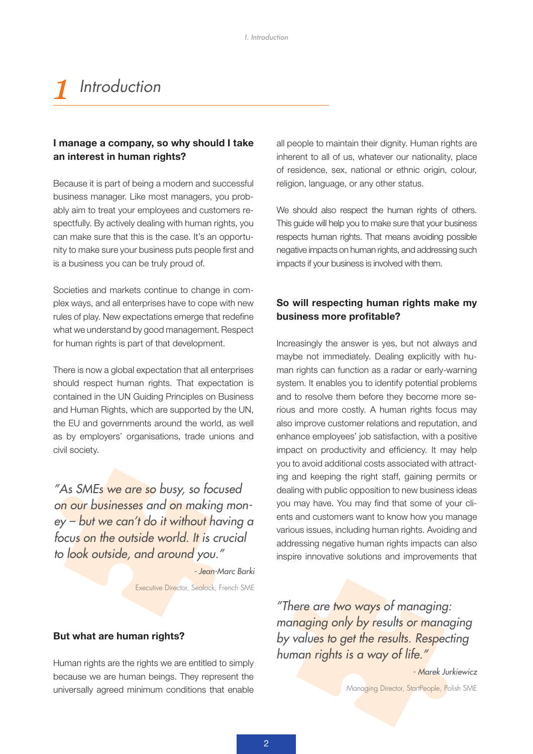# 1 Introduction

### I manage a company, so why should I take an interest in human rights?

Because it is part of being a modern and successful business manager. Like most managers, you probably aim to treat your employees and customers respectfully. By actively dealing with human rights, you can make sure that this is the case. It's an opportunity to make sure your business puts people first and is a business you can be truly proud of.

Societies and markets continue to change in complex ways, and all enterprises have to cope with new rules of play. New expectations emerge that redefine what we understand by good management. Respect for human rights is part of that development.

There is now a global expectation that all enterprises should respect human rights. That expectation is contained in the UN Guiding Principles on Business and Human Rights, which are supported by the UN, the EU and governments around the world, as well as by employers' organisations, trade unions and civil society.

> *"As SMEs we are so busy, so focused on our businesses and on making money – but we can't do it without having a focus on the outside world. It is crucial to look outside, and around you."*
>
> *- Jean-Marc Barki*
>
> Executive Director, Sealock, French SME

### But what are human rights?

Human rights are the rights we are entitled to simply because we are human beings. They represent the universally agreed minimum conditions that enable all people to maintain their dignity. Human rights are inherent to all of us, whatever our nationality, place of residence, sex, national or ethnic origin, colour, religion, language, or any other status.

We should also respect the human rights of others. This guide will help you to make sure that your business respects human rights. That means avoiding possible negative impacts on human rights, and addressing such impacts if your business is involved with them.

### So will respecting human rights make my business more profitable?

Increasingly the answer is yes, but not always and maybe not immediately. Dealing explicitly with human rights can function as a radar or early-warning system. It enables you to identify potential problems and to resolve them before they become more serious and more costly. A human rights focus may also improve customer relations and reputation, and enhance employees' job satisfaction, with a positive impact on productivity and efficiency. It may help you to avoid additional costs associated with attracting and keeping the right staff, gaining permits or dealing with public opposition to new business ideas you may have. You may find that some of your clients and customers want to know how you manage various issues, including human rights. Avoiding and addressing negative human rights impacts can also inspire innovative solutions and improvements that

> *"There are two ways of managing: managing only by results or managing by values to get the results. Respecting human rights is a way of life."*
>
> *- Marek Jurkiewicz*
>
> Managing Director, StartPeople, Polish SME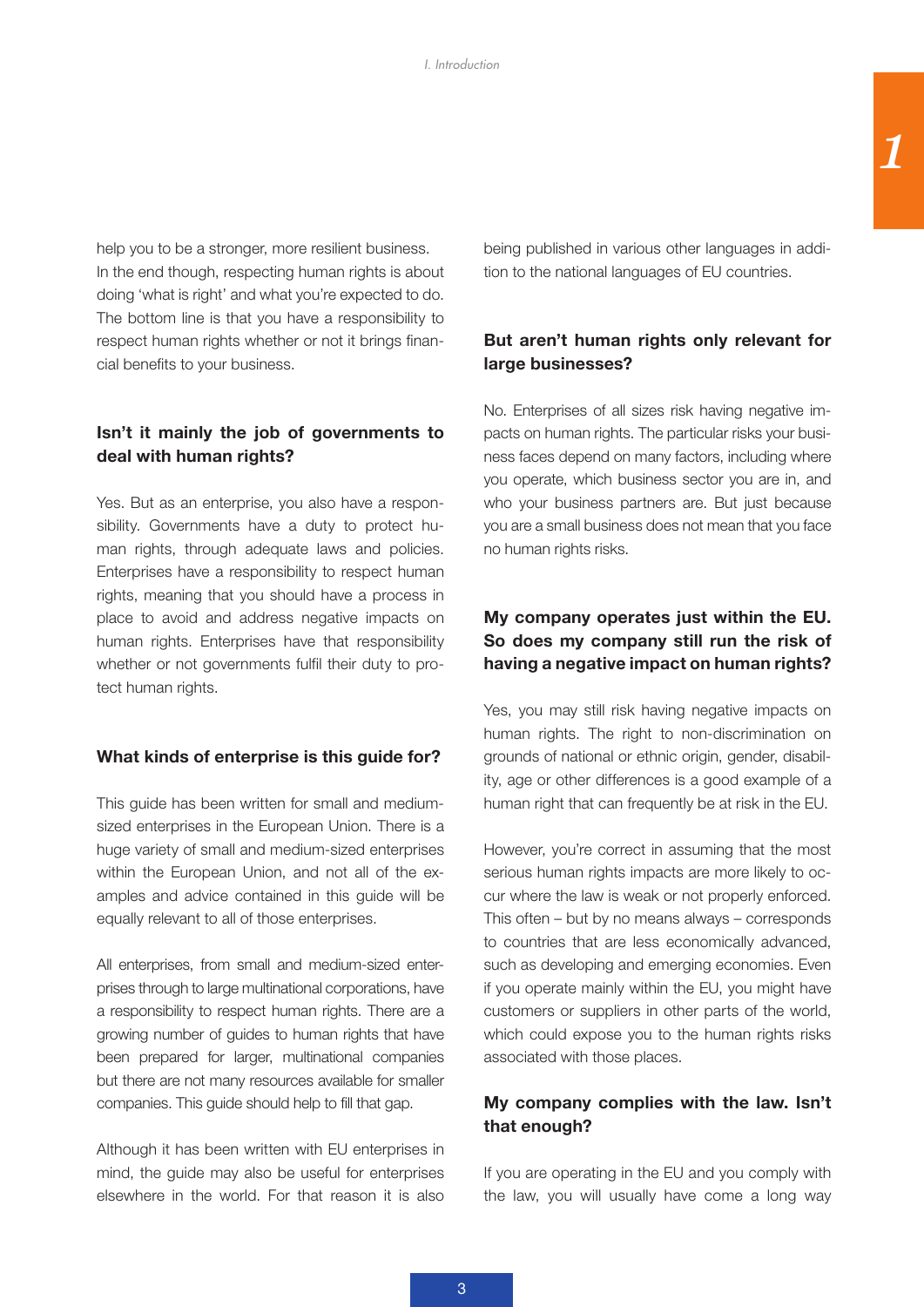help you to be a stronger, more resilient business. In the end though, respecting human rights is about doing 'what is right' and what you're expected to do. The bottom line is that you have a responsibility to respect human rights whether or not it brings financial benefits to your business.

### Isn't it mainly the job of governments to deal with human rights?

Yes. But as an enterprise, you also have a responsibility. Governments have a duty to protect human rights, through adequate laws and policies. Enterprises have a responsibility to respect human rights, meaning that you should have a process in place to avoid and address negative impacts on human rights. Enterprises have that responsibility whether or not governments fulfil their duty to protect human rights.

### What kinds of enterprise is this guide for?

This guide has been written for small and medium-sized enterprises in the European Union. There is a huge variety of small and medium-sized enterprises within the European Union, and not all of the examples and advice contained in this guide will be equally relevant to all of those enterprises.

All enterprises, from small and medium-sized enterprises through to large multinational corporations, have a responsibility to respect human rights. There are a growing number of guides to human rights that have been prepared for larger, multinational companies but there are not many resources available for smaller companies. This guide should help to fill that gap.

Although it has been written with EU enterprises in mind, the guide may also be useful for enterprises elsewhere in the world. For that reason it is also being published in various other languages in addition to the national languages of EU countries.

### But aren't human rights only relevant for large businesses?

No. Enterprises of all sizes risk having negative impacts on human rights. The particular risks your business faces depend on many factors, including where you operate, which business sector you are in, and who your business partners are. But just because you are a small business does not mean that you face no human rights risks.

### My company operates just within the EU. So does my company still run the risk of having a negative impact on human rights?

Yes, you may still risk having negative impacts on human rights. The right to non-discrimination on grounds of national or ethnic origin, gender, disability, age or other differences is a good example of a human right that can frequently be at risk in the EU.

However, you're correct in assuming that the most serious human rights impacts are more likely to occur where the law is weak or not properly enforced. This often – but by no means always – corresponds to countries that are less economically advanced, such as developing and emerging economies. Even if you operate mainly within the EU, you might have customers or suppliers in other parts of the world, which could expose you to the human rights risks associated with those places.

### My company complies with the law. Isn't that enough?

If you are operating in the EU and you comply with the law, you will usually have come a long way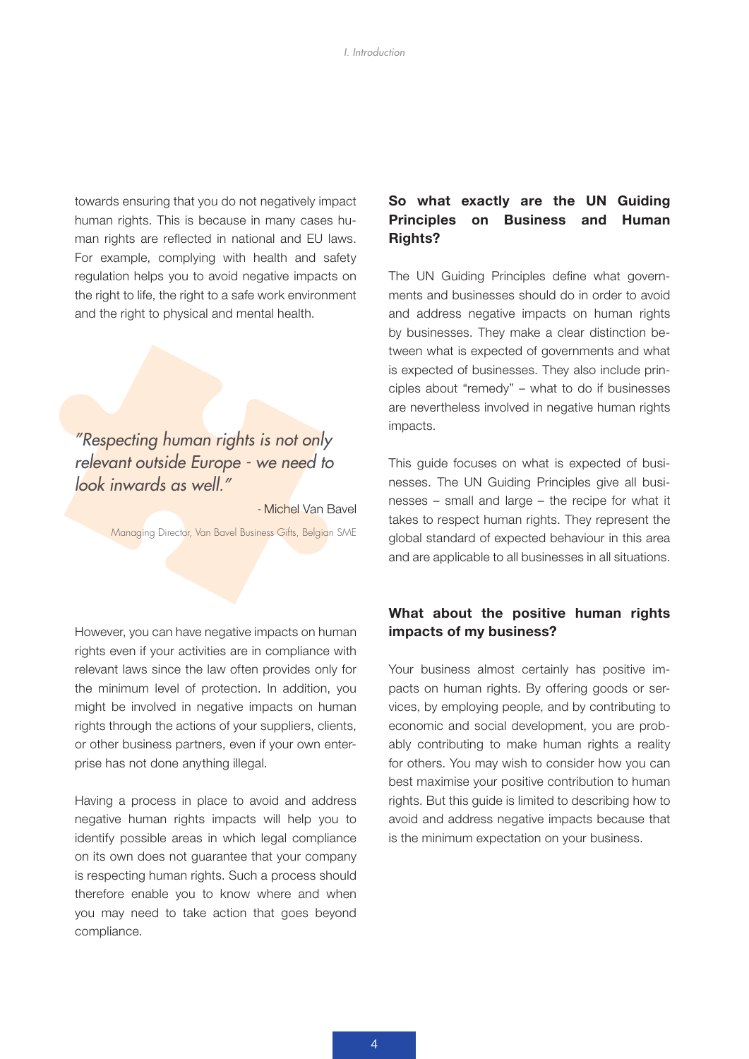towards ensuring that you do not negatively impact human rights. This is because in many cases human rights are reflected in national and EU laws. For example, complying with health and safety regulation helps you to avoid negative impacts on the right to life, the right to a safe work environment and the right to physical and mental health.

> *"Respecting human rights is not only relevant outside Europe - we need to look inwards as well."*
>
> \- Michel Van Bavel
>
> Managing Director, Van Bavel Business Gifts, Belgian SME

However, you can have negative impacts on human rights even if your activities are in compliance with relevant laws since the law often provides only for the minimum level of protection. In addition, you might be involved in negative impacts on human rights through the actions of your suppliers, clients, or other business partners, even if your own enterprise has not done anything illegal.

Having a process in place to avoid and address negative human rights impacts will help you to identify possible areas in which legal compliance on its own does not guarantee that your company is respecting human rights. Such a process should therefore enable you to know where and when you may need to take action that goes beyond compliance.

### So what exactly are the UN Guiding Principles on Business and Human Rights?

The UN Guiding Principles define what governments and businesses should do in order to avoid and address negative impacts on human rights by businesses. They make a clear distinction between what is expected of governments and what is expected of businesses. They also include principles about "remedy" – what to do if businesses are nevertheless involved in negative human rights impacts.

This guide focuses on what is expected of businesses. The UN Guiding Principles give all businesses – small and large – the recipe for what it takes to respect human rights. They represent the global standard of expected behaviour in this area and are applicable to all businesses in all situations.

### What about the positive human rights impacts of my business?

Your business almost certainly has positive impacts on human rights. By offering goods or services, by employing people, and by contributing to economic and social development, you are probably contributing to make human rights a reality for others. You may wish to consider how you can best maximise your positive contribution to human rights. But this guide is limited to describing how to avoid and address negative impacts because that is the minimum expectation on your business.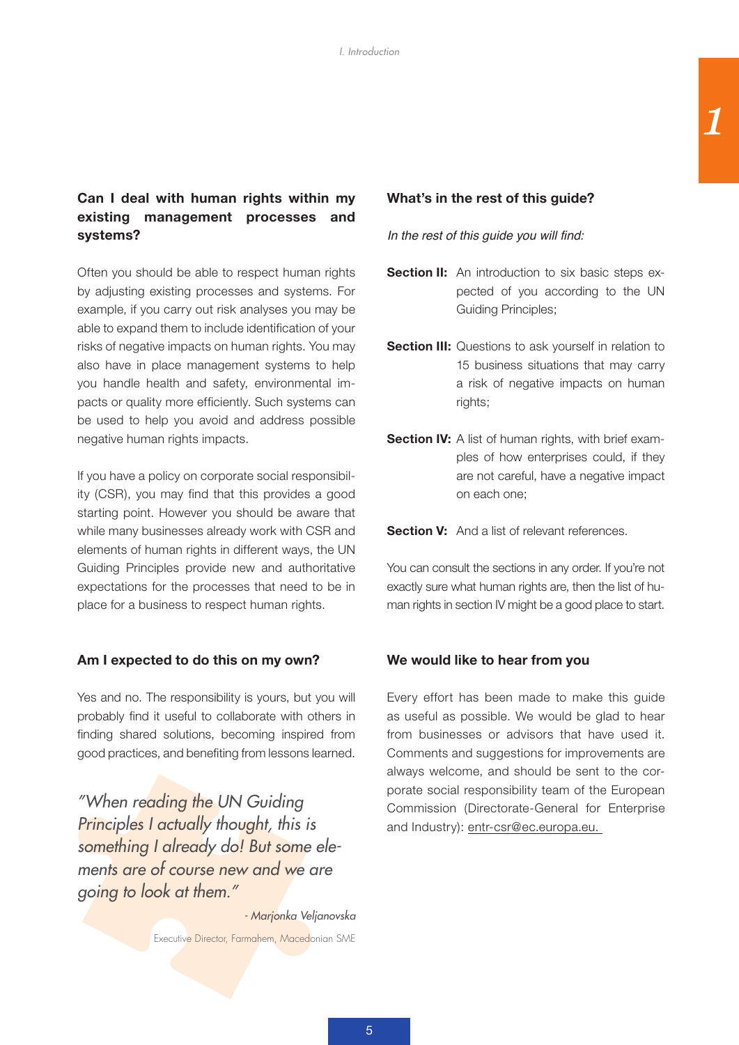### Can I deal with human rights within my existing management processes and systems?

Often you should be able to respect human rights by adjusting existing processes and systems. For example, if you carry out risk analyses you may be able to expand them to include identification of your risks of negative impacts on human rights. You may also have in place management systems to help you handle health and safety, environmental impacts or quality more efficiently. Such systems can be used to help you avoid and address possible negative human rights impacts.

If you have a policy on corporate social responsibility (CSR), you may find that this provides a good starting point. However you should be aware that while many businesses already work with CSR and elements of human rights in different ways, the UN Guiding Principles provide new and authoritative expectations for the processes that need to be in place for a business to respect human rights.

### Am I expected to do this on my own?

Yes and no. The responsibility is yours, but you will probably find it useful to collaborate with others in finding shared solutions, becoming inspired from good practices, and benefiting from lessons learned.

*"When reading the UN Guiding Principles I actually thought, this is something I already do! But some elements are of course new and we are going to look at them."*

*- Marjonka Veljanovska*

Executive Director, Farmahem, Macedonian SME

### What's in the rest of this guide?

*In the rest of this guide you will find:*

**Section II:** An introduction to six basic steps expected of you according to the UN Guiding Principles;

**Section III:** Questions to ask yourself in relation to 15 business situations that may carry a risk of negative impacts on human rights;

**Section IV:** A list of human rights, with brief examples of how enterprises could, if they are not careful, have a negative impact on each one;

**Section V:** And a list of relevant references.

You can consult the sections in any order. If you're not exactly sure what human rights are, then the list of human rights in section IV might be a good place to start.

### We would like to hear from you

Every effort has been made to make this guide as useful as possible. We would be glad to hear from businesses or advisors that have used it. Comments and suggestions for improvements are always welcome, and should be sent to the corporate social responsibility team of the European Commission (Directorate-General for Enterprise and Industry): entr-csr@ec.europa.eu.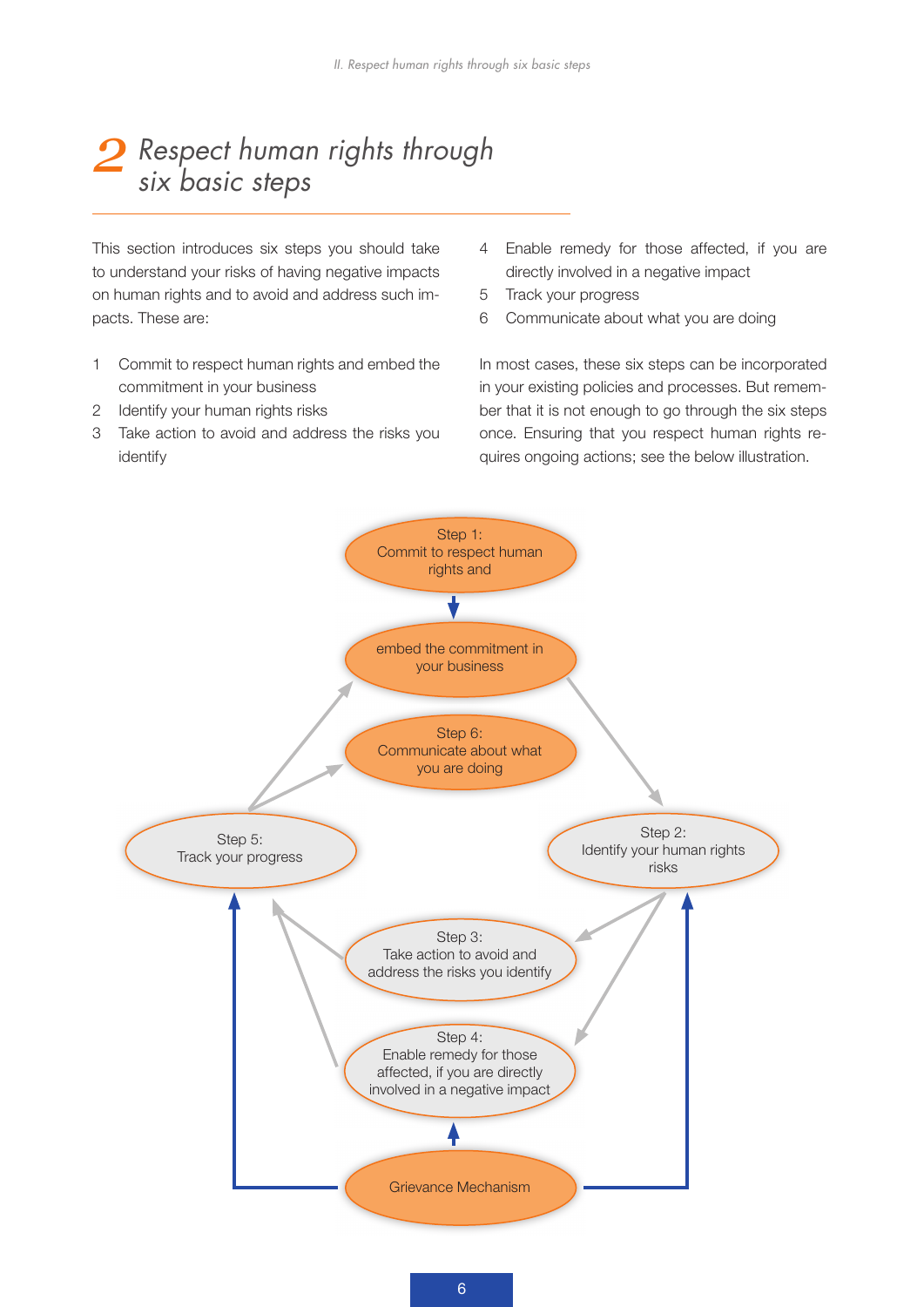# 2 Respect human rights through six basic steps

This section introduces six steps you should take to understand your risks of having negative impacts on human rights and to avoid and address such impacts. These are:

1. Commit to respect human rights and embed the commitment in your business
2. Identify your human rights risks
3. Take action to avoid and address the risks you identify
4. Enable remedy for those affected, if you are directly involved in a negative impact
5. Track your progress
6. Communicate about what you are doing

In most cases, these six steps can be incorporated in your existing policies and processes. But remember that it is not enough to go through the six steps once. Ensuring that you respect human rights requires ongoing actions; see the below illustration.

Step 1: Commit to respect human rights and

embed the commitment in your business

Step 6: Communicate about what you are doing

Step 5: Track your progress

Step 2: Identify your human rights risks

Step 3: Take action to avoid and address the risks you identify

Step 4: Enable remedy for those affected, if you are directly involved in a negative impact

Grievance Mechanism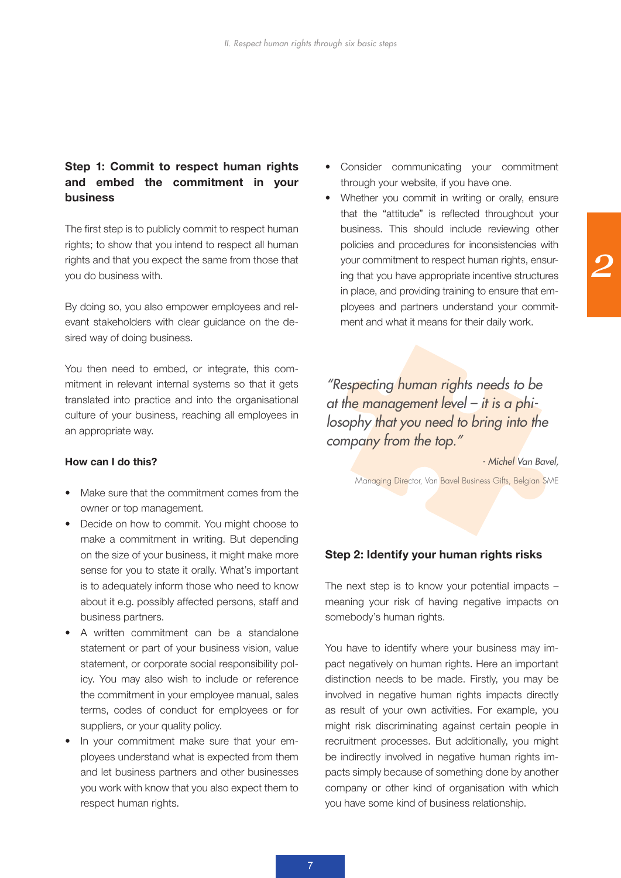## Step 1: Commit to respect human rights and embed the commitment in your business

The first step is to publicly commit to respect human rights; to show that you intend to respect all human rights and that you expect the same from those that you do business with.

By doing so, you also empower employees and relevant stakeholders with clear guidance on the desired way of doing business.

You then need to embed, or integrate, this commitment in relevant internal systems so that it gets translated into practice and into the organisational culture of your business, reaching all employees in an appropriate way.

### How can I do this?

- Make sure that the commitment comes from the owner or top management.
- Decide on how to commit. You might choose to make a commitment in writing. But depending on the size of your business, it might make more sense for you to state it orally. What's important is to adequately inform those who need to know about it e.g. possibly affected persons, staff and business partners.
- A written commitment can be a standalone statement or part of your business vision, value statement, or corporate social responsibility policy. You may also wish to include or reference the commitment in your employee manual, sales terms, codes of conduct for employees or for suppliers, or your quality policy.
- In your commitment make sure that your employees understand what is expected from them and let business partners and other businesses you work with know that you also expect them to respect human rights.
- Consider communicating your commitment through your website, if you have one.
- Whether you commit in writing or orally, ensure that the "attitude" is reflected throughout your business. This should include reviewing other policies and procedures for inconsistencies with your commitment to respect human rights, ensuring that you have appropriate incentive structures in place, and providing training to ensure that employees and partners understand your commitment and what it means for their daily work.

*"Respecting human rights needs to be at the management level – it is a philosophy that you need to bring into the company from the top."*

*- Michel Van Bavel,*

Managing Director, Van Bavel Business Gifts, Belgian SME

## Step 2: Identify your human rights risks

The next step is to know your potential impacts – meaning your risk of having negative impacts on somebody's human rights.

You have to identify where your business may impact negatively on human rights. Here an important distinction needs to be made. Firstly, you may be involved in negative human rights impacts directly as result of your own activities. For example, you might risk discriminating against certain people in recruitment processes. But additionally, you might be indirectly involved in negative human rights impacts simply because of something done by another company or other kind of organisation with which you have some kind of business relationship.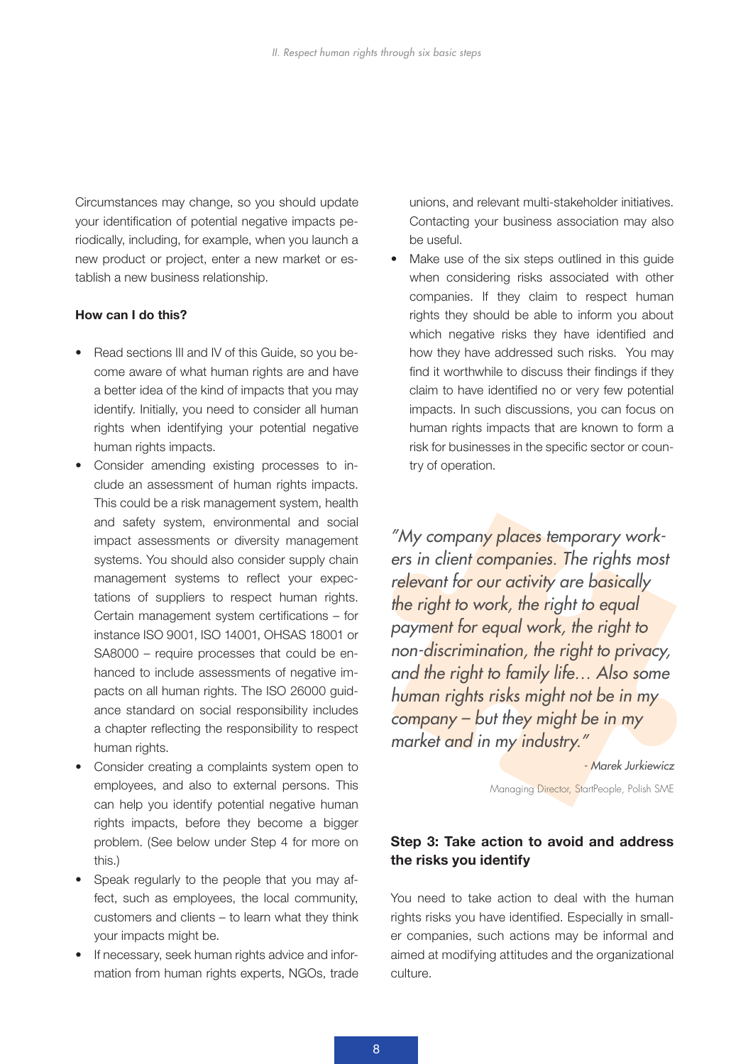Circumstances may change, so you should update your identification of potential negative impacts periodically, including, for example, when you launch a new product or project, enter a new market or establish a new business relationship.

**How can I do this?**

- Read sections III and IV of this Guide, so you become aware of what human rights are and have a better idea of the kind of impacts that you may identify. Initially, you need to consider all human rights when identifying your potential negative human rights impacts.
- Consider amending existing processes to include an assessment of human rights impacts. This could be a risk management system, health and safety system, environmental and social impact assessments or diversity management systems. You should also consider supply chain management systems to reflect your expectations of suppliers to respect human rights. Certain management system certifications – for instance ISO 9001, ISO 14001, OHSAS 18001 or SA8000 – require processes that could be enhanced to include assessments of negative impacts on all human rights. The ISO 26000 guidance standard on social responsibility includes a chapter reflecting the responsibility to respect human rights.
- Consider creating a complaints system open to employees, and also to external persons. This can help you identify potential negative human rights impacts, before they become a bigger problem. (See below under Step 4 for more on this.)
- Speak regularly to the people that you may affect, such as employees, the local community, customers and clients – to learn what they think your impacts might be.
- If necessary, seek human rights advice and information from human rights experts, NGOs, trade unions, and relevant multi-stakeholder initiatives. Contacting your business association may also be useful.
- Make use of the six steps outlined in this guide when considering risks associated with other companies. If they claim to respect human rights they should be able to inform you about which negative risks they have identified and how they have addressed such risks. You may find it worthwhile to discuss their findings if they claim to have identified no or very few potential impacts. In such discussions, you can focus on human rights impacts that are known to form a risk for businesses in the specific sector or country of operation.

*"My company places temporary workers in client companies. The rights most relevant for our activity are basically the right to work, the right to equal payment for equal work, the right to non-discrimination, the right to privacy, and the right to family life… Also some human rights risks might not be in my company – but they might be in my market and in my industry."*

*- Marek Jurkiewicz*

Managing Director, StartPeople, Polish SME

### Step 3: Take action to avoid and address the risks you identify

You need to take action to deal with the human rights risks you have identified. Especially in smaller companies, such actions may be informal and aimed at modifying attitudes and the organizational culture.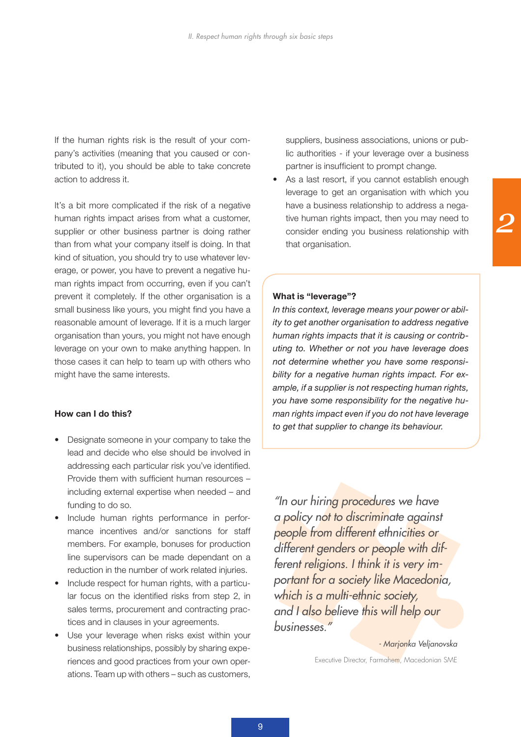If the human rights risk is the result of your company's activities (meaning that you caused or contributed to it), you should be able to take concrete action to address it.

It's a bit more complicated if the risk of a negative human rights impact arises from what a customer, supplier or other business partner is doing rather than from what your company itself is doing. In that kind of situation, you should try to use whatever leverage, or power, you have to prevent a negative human rights impact from occurring, even if you can't prevent it completely. If the other organisation is a small business like yours, you might find you have a reasonable amount of leverage. If it is a much larger organisation than yours, you might not have enough leverage on your own to make anything happen. In those cases it can help to team up with others who might have the same interests.

**How can I do this?**

- Designate someone in your company to take the lead and decide who else should be involved in addressing each particular risk you've identified. Provide them with sufficient human resources – including external expertise when needed – and funding to do so.
- Include human rights performance in performance incentives and/or sanctions for staff members. For example, bonuses for production line supervisors can be made dependant on a reduction in the number of work related injuries.
- Include respect for human rights, with a particular focus on the identified risks from step 2, in sales terms, procurement and contracting practices and in clauses in your agreements.
- Use your leverage when risks exist within your business relationships, possibly by sharing experiences and good practices from your own operations. Team up with others – such as customers, suppliers, business associations, unions or public authorities - if your leverage over a business partner is insufficient to prompt change.
- As a last resort, if you cannot establish enough leverage to get an organisation with which you have a business relationship to address a negative human rights impact, then you may need to consider ending you business relationship with that organisation.

**What is "leverage"?**

*In this context, leverage means your power or ability to get another organisation to address negative human rights impacts that it is causing or contributing to. Whether or not you have leverage does not determine whether you have some responsibility for a negative human rights impact. For example, if a supplier is not respecting human rights, you have some responsibility for the negative human rights impact even if you do not have leverage to get that supplier to change its behaviour.*

*"In our hiring procedures we have a policy not to discriminate against people from different ethnicities or different genders or people with different religions. I think it is very important for a society like Macedonia, which is a multi-ethnic society, and I also believe this will help our businesses."*

*- Marjonka Veljanovska*

Executive Director, Farmahem, Macedonian SME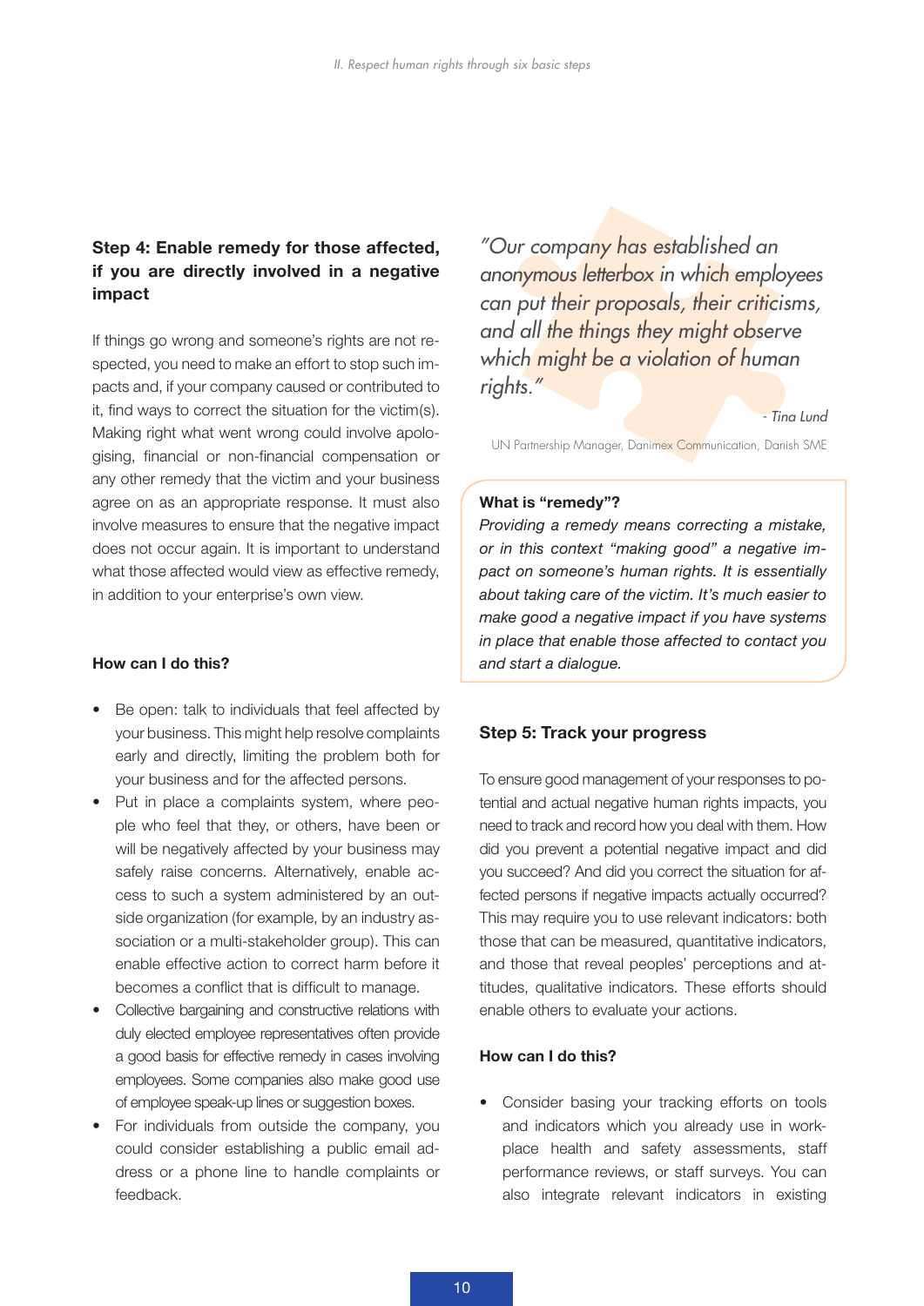### Step 4: Enable remedy for those affected, if you are directly involved in a negative impact

If things go wrong and someone's rights are not respected, you need to make an effort to stop such impacts and, if your company caused or contributed to it, find ways to correct the situation for the victim(s). Making right what went wrong could involve apologising, financial or non-financial compensation or any other remedy that the victim and your business agree on as an appropriate response. It must also involve measures to ensure that the negative impact does not occur again. It is important to understand what those affected would view as effective remedy, in addition to your enterprise's own view.

#### How can I do this?

- Be open: talk to individuals that feel affected by your business. This might help resolve complaints early and directly, limiting the problem both for your business and for the affected persons.
- Put in place a complaints system, where people who feel that they, or others, have been or will be negatively affected by your business may safely raise concerns. Alternatively, enable access to such a system administered by an outside organization (for example, by an industry association or a multi-stakeholder group). This can enable effective action to correct harm before it becomes a conflict that is difficult to manage.
- Collective bargaining and constructive relations with duly elected employee representatives often provide a good basis for effective remedy in cases involving employees. Some companies also make good use of employee speak-up lines or suggestion boxes.
- For individuals from outside the company, you could consider establishing a public email address or a phone line to handle complaints or feedback.

*"Our company has established an anonymous letterbox in which employees can put their proposals, their criticisms, and all the things they might observe which might be a violation of human rights."*

*- Tina Lund*

UN Partnership Manager, Danimex Communication, Danish SME

**What is "remedy"?**

*Providing a remedy means correcting a mistake, or in this context "making good" a negative impact on someone's human rights. It is essentially about taking care of the victim. It's much easier to make good a negative impact if you have systems in place that enable those affected to contact you and start a dialogue.*

### Step 5: Track your progress

To ensure good management of your responses to potential and actual negative human rights impacts, you need to track and record how you deal with them. How did you prevent a potential negative impact and did you succeed? And did you correct the situation for affected persons if negative impacts actually occurred? This may require you to use relevant indicators: both those that can be measured, quantitative indicators, and those that reveal peoples' perceptions and attitudes, qualitative indicators. These efforts should enable others to evaluate your actions.

#### How can I do this?

- Consider basing your tracking efforts on tools and indicators which you already use in workplace health and safety assessments, staff performance reviews, or staff surveys. You can also integrate relevant indicators in existing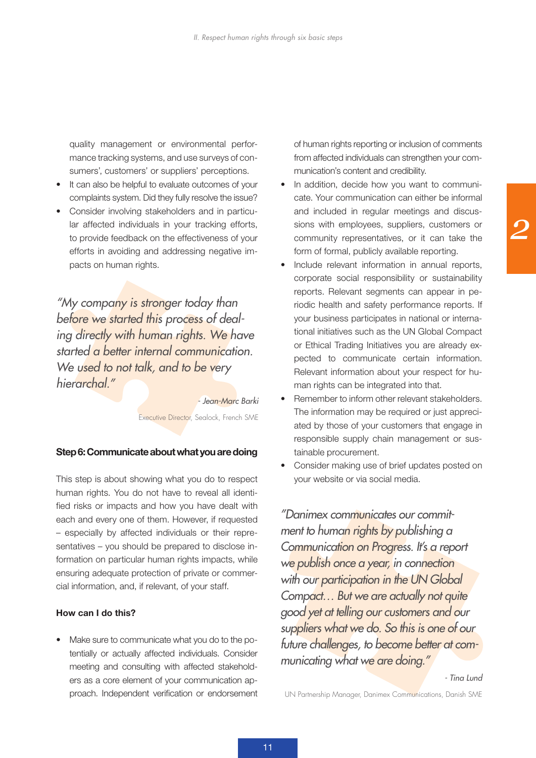quality management or environmental performance tracking systems, and use surveys of consumers', customers' or suppliers' perceptions.

- It can also be helpful to evaluate outcomes of your complaints system. Did they fully resolve the issue?
- Consider involving stakeholders and in particular affected individuals in your tracking efforts, to provide feedback on the effectiveness of your efforts in avoiding and addressing negative impacts on human rights.

> *"My company is stronger today than before we started this process of dealing directly with human rights. We have started a better internal communication. We used to not talk, and to be very hierarchal."*
>
> *- Jean-Marc Barki*
>
> Executive Director, Sealock, French SME

### Step 6: Communicate about what you are doing

This step is about showing what you do to respect human rights. You do not have to reveal all identified risks or impacts and how you have dealt with each and every one of them. However, if requested – especially by affected individuals or their representatives – you should be prepared to disclose information on particular human rights impacts, while ensuring adequate protection of private or commercial information, and, if relevant, of your staff.

#### How can I do this?

- Make sure to communicate what you do to the potentially or actually affected individuals. Consider meeting and consulting with affected stakeholders as a core element of your communication approach. Independent verification or endorsement of human rights reporting or inclusion of comments from affected individuals can strengthen your communication's content and credibility.
- In addition, decide how you want to communicate. Your communication can either be informal and included in regular meetings and discussions with employees, suppliers, customers or community representatives, or it can take the form of formal, publicly available reporting.
- Include relevant information in annual reports, corporate social responsibility or sustainability reports. Relevant segments can appear in periodic health and safety performance reports. If your business participates in national or international initiatives such as the UN Global Compact or Ethical Trading Initiatives you are already expected to communicate certain information. Relevant information about your respect for human rights can be integrated into that.
- Remember to inform other relevant stakeholders. The information may be required or just appreciated by those of your customers that engage in responsible supply chain management or sustainable procurement.
- Consider making use of brief updates posted on your website or via social media.

> *"Danimex communicates our commitment to human rights by publishing a Communication on Progress. It's a report we publish once a year, in connection with our participation in the UN Global Compact… But we are actually not quite good yet at telling our customers and our suppliers what we do. So this is one of our future challenges, to become better at communicating what we are doing."*
>
> *- Tina Lund*
>
> UN Partnership Manager, Danimex Communications, Danish SME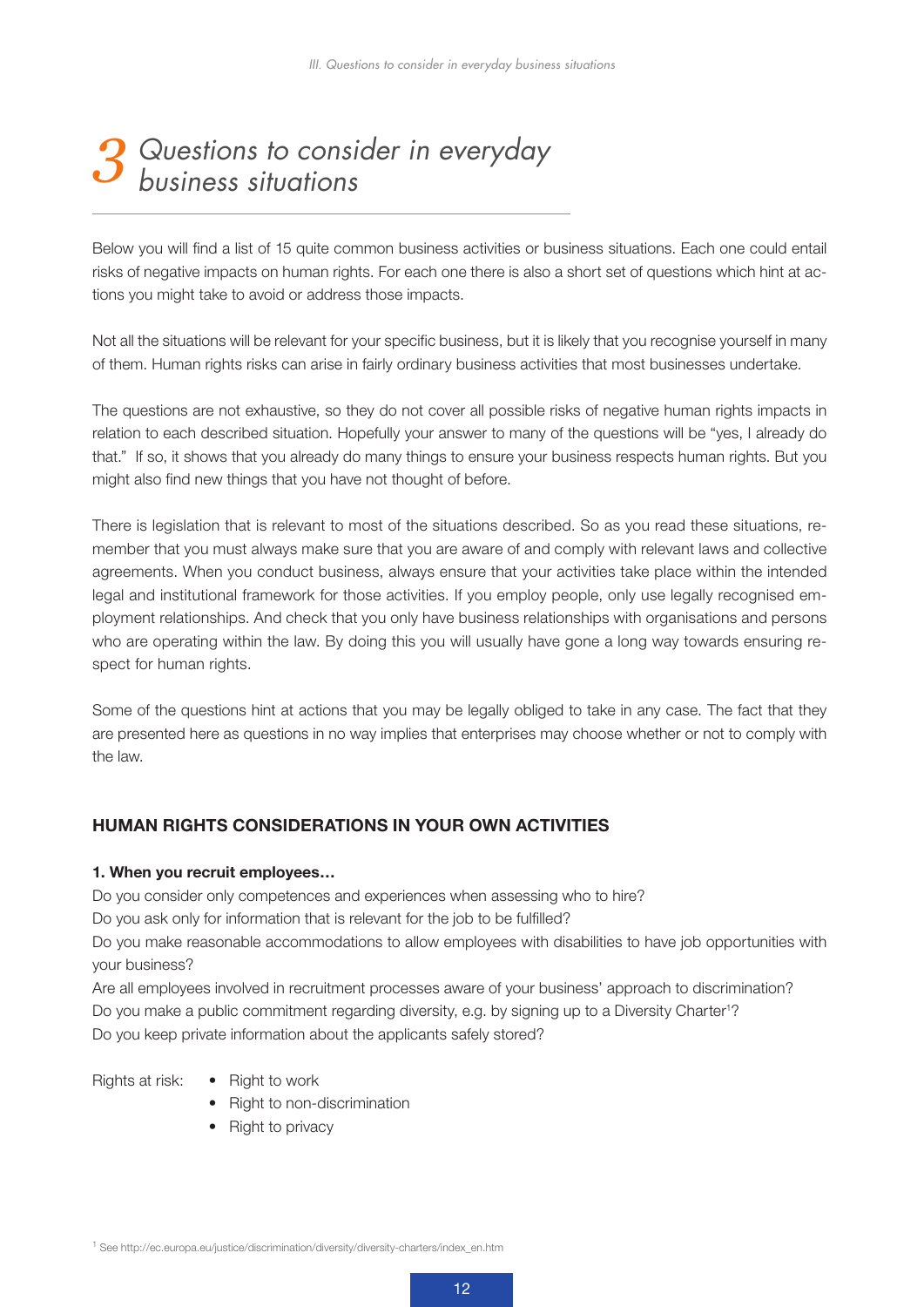# 3 Questions to consider in everyday business situations

Below you will find a list of 15 quite common business activities or business situations. Each one could entail risks of negative impacts on human rights. For each one there is also a short set of questions which hint at actions you might take to avoid or address those impacts.

Not all the situations will be relevant for your specific business, but it is likely that you recognise yourself in many of them. Human rights risks can arise in fairly ordinary business activities that most businesses undertake.

The questions are not exhaustive, so they do not cover all possible risks of negative human rights impacts in relation to each described situation. Hopefully your answer to many of the questions will be "yes, I already do that." If so, it shows that you already do many things to ensure your business respects human rights. But you might also find new things that you have not thought of before.

There is legislation that is relevant to most of the situations described. So as you read these situations, remember that you must always make sure that you are aware of and comply with relevant laws and collective agreements. When you conduct business, always ensure that your activities take place within the intended legal and institutional framework for those activities. If you employ people, only use legally recognised employment relationships. And check that you only have business relationships with organisations and persons who are operating within the law. By doing this you will usually have gone a long way towards ensuring respect for human rights.

Some of the questions hint at actions that you may be legally obliged to take in any case. The fact that they are presented here as questions in no way implies that enterprises may choose whether or not to comply with the law.

## HUMAN RIGHTS CONSIDERATIONS IN YOUR OWN ACTIVITIES

### 1. When you recruit employees…

Do you consider only competences and experiences when assessing who to hire?

Do you ask only for information that is relevant for the job to be fulfilled?

Do you make reasonable accommodations to allow employees with disabilities to have job opportunities with your business?

Are all employees involved in recruitment processes aware of your business' approach to discrimination?

Do you make a public commitment regarding diversity, e.g. by signing up to a Diversity Charter[1]?

Do you keep private information about the applicants safely stored?

Rights at risk:

- Right to work
- Right to non-discrimination
- Right to privacy

[1] See http://ec.europa.eu/justice/discrimination/diversity/diversity-charters/index_en.htm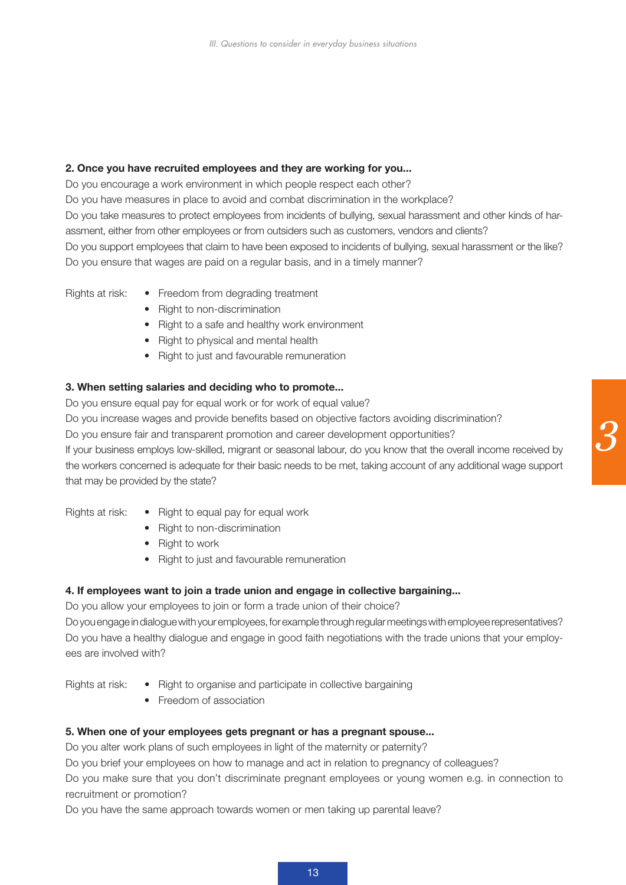**2. Once you have recruited employees and they are working for you...**

Do you encourage a work environment in which people respect each other?
Do you have measures in place to avoid and combat discrimination in the workplace?
Do you take measures to protect employees from incidents of bullying, sexual harassment and other kinds of harassment, either from other employees or from outsiders such as customers, vendors and clients?
Do you support employees that claim to have been exposed to incidents of bullying, sexual harassment or the like?
Do you ensure that wages are paid on a regular basis, and in a timely manner?

Rights at risk:

- Freedom from degrading treatment
- Right to non-discrimination
- Right to a safe and healthy work environment
- Right to physical and mental health
- Right to just and favourable remuneration

**3. When setting salaries and deciding who to promote...**

Do you ensure equal pay for equal work or for work of equal value?
Do you increase wages and provide benefits based on objective factors avoiding discrimination?
Do you ensure fair and transparent promotion and career development opportunities?
If your business employs low-skilled, migrant or seasonal labour, do you know that the overall income received by the workers concerned is adequate for their basic needs to be met, taking account of any additional wage support that may be provided by the state?

Rights at risk:

- Right to equal pay for equal work
- Right to non-discrimination
- Right to work
- Right to just and favourable remuneration

**4. If employees want to join a trade union and engage in collective bargaining...**

Do you allow your employees to join or form a trade union of their choice?
Do you engage in dialogue with your employees, for example through regular meetings with employee representatives?
Do you have a healthy dialogue and engage in good faith negotiations with the trade unions that your employees are involved with?

Rights at risk:

- Right to organise and participate in collective bargaining
- Freedom of association

**5. When one of your employees gets pregnant or has a pregnant spouse...**

Do you alter work plans of such employees in light of the maternity or paternity?
Do you brief your employees on how to manage and act in relation to pregnancy of colleagues?
Do you make sure that you don't discriminate pregnant employees or young women e.g. in connection to recruitment or promotion?
Do you have the same approach towards women or men taking up parental leave?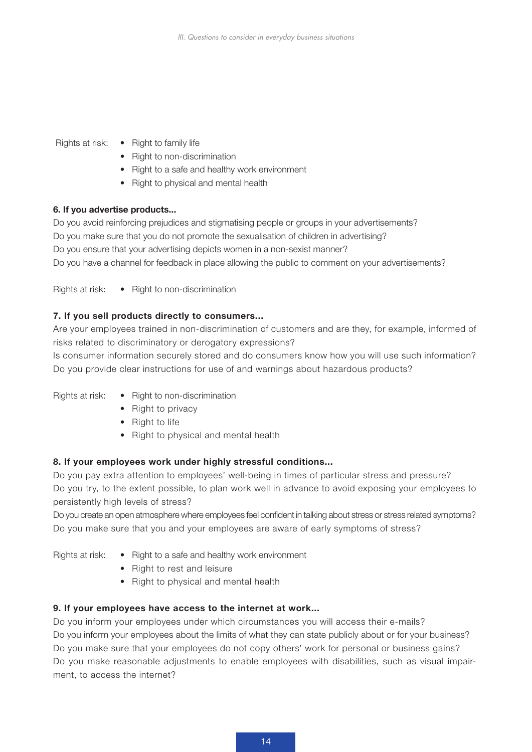Rights at risk:

- Right to family life
- Right to non-discrimination
- Right to a safe and healthy work environment
- Right to physical and mental health

**6. If you advertise products...**

Do you avoid reinforcing prejudices and stigmatising people or groups in your advertisements?
Do you make sure that you do not promote the sexualisation of children in advertising?
Do you ensure that your advertising depicts women in a non-sexist manner?
Do you have a channel for feedback in place allowing the public to comment on your advertisements?

Rights at risk:

- Right to non-discrimination

**7. If you sell products directly to consumers...**

Are your employees trained in non-discrimination of customers and are they, for example, informed of risks related to discriminatory or derogatory expressions?
Is consumer information securely stored and do consumers know how you will use such information?
Do you provide clear instructions for use of and warnings about hazardous products?

Rights at risk:

- Right to non-discrimination
- Right to privacy
- Right to life
- Right to physical and mental health

**8. If your employees work under highly stressful conditions...**

Do you pay extra attention to employees' well-being in times of particular stress and pressure?
Do you try, to the extent possible, to plan work well in advance to avoid exposing your employees to persistently high levels of stress?
Do you create an open atmosphere where employees feel confident in talking about stress or stress related symptoms?
Do you make sure that you and your employees are aware of early symptoms of stress?

Rights at risk:

- Right to a safe and healthy work environment
- Right to rest and leisure
- Right to physical and mental health

**9. If your employees have access to the internet at work...**

Do you inform your employees under which circumstances you will access their e-mails?
Do you inform your employees about the limits of what they can state publicly about or for your business?
Do you make sure that your employees do not copy others' work for personal or business gains?
Do you make reasonable adjustments to enable employees with disabilities, such as visual impairment, to access the internet?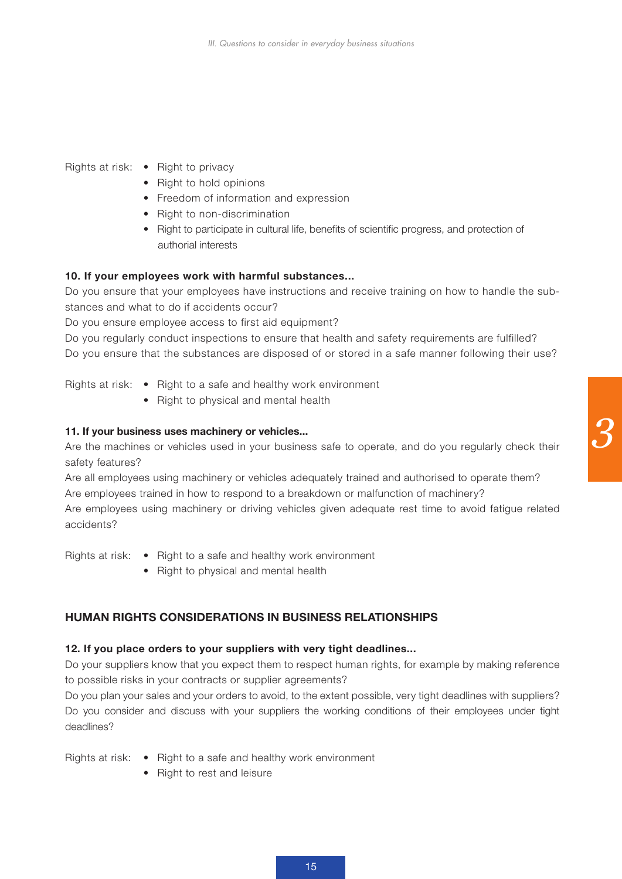Rights at risk:
- Right to privacy
- Right to hold opinions
- Freedom of information and expression
- Right to non-discrimination
- Right to participate in cultural life, benefits of scientific progress, and protection of authorial interests

**10. If your employees work with harmful substances...**

Do you ensure that your employees have instructions and receive training on how to handle the substances and what to do if accidents occur?

Do you ensure employee access to first aid equipment?

Do you regularly conduct inspections to ensure that health and safety requirements are fulfilled?

Do you ensure that the substances are disposed of or stored in a safe manner following their use?

Rights at risk:
- Right to a safe and healthy work environment
- Right to physical and mental health

**11. If your business uses machinery or vehicles...**

Are the machines or vehicles used in your business safe to operate, and do you regularly check their safety features?

Are all employees using machinery or vehicles adequately trained and authorised to operate them?

Are employees trained in how to respond to a breakdown or malfunction of machinery?

Are employees using machinery or driving vehicles given adequate rest time to avoid fatigue related accidents?

Rights at risk:
- Right to a safe and healthy work environment
- Right to physical and mental health

## HUMAN RIGHTS CONSIDERATIONS IN BUSINESS RELATIONSHIPS

**12. If you place orders to your suppliers with very tight deadlines...**

Do your suppliers know that you expect them to respect human rights, for example by making reference to possible risks in your contracts or supplier agreements?

Do you plan your sales and your orders to avoid, to the extent possible, very tight deadlines with suppliers?

Do you consider and discuss with your suppliers the working conditions of their employees under tight deadlines?

Rights at risk:
- Right to a safe and healthy work environment
- Right to rest and leisure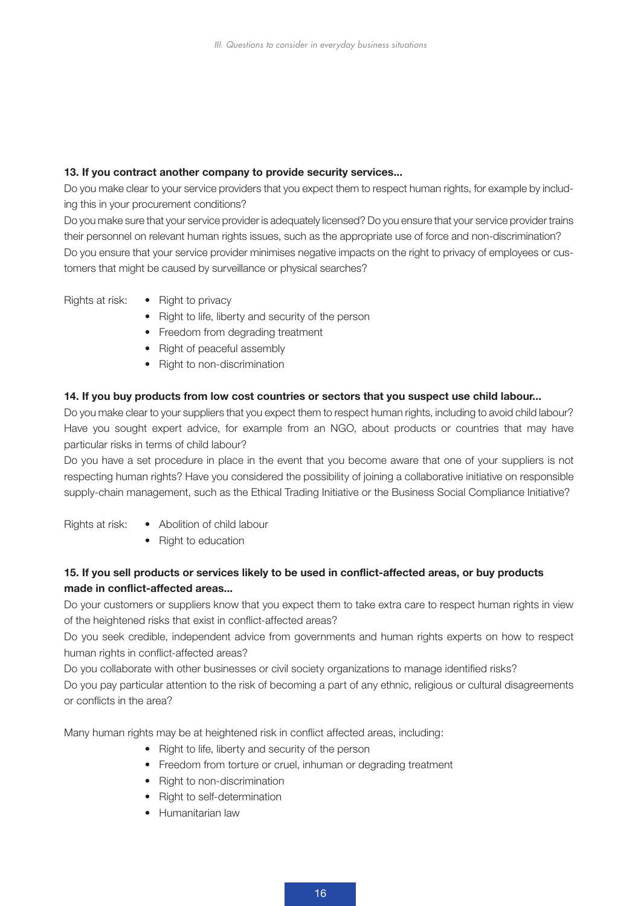**13. If you contract another company to provide security services...**

Do you make clear to your service providers that you expect them to respect human rights, for example by including this in your procurement conditions?

Do you make sure that your service provider is adequately licensed? Do you ensure that your service provider trains their personnel on relevant human rights issues, such as the appropriate use of force and non-discrimination?

Do you ensure that your service provider minimises negative impacts on the right to privacy of employees or customers that might be caused by surveillance or physical searches?

Rights at risk:

- Right to privacy
- Right to life, liberty and security of the person
- Freedom from degrading treatment
- Right of peaceful assembly
- Right to non-discrimination

**14. If you buy products from low cost countries or sectors that you suspect use child labour...**

Do you make clear to your suppliers that you expect them to respect human rights, including to avoid child labour? Have you sought expert advice, for example from an NGO, about products or countries that may have particular risks in terms of child labour?

Do you have a set procedure in place in the event that you become aware that one of your suppliers is not respecting human rights? Have you considered the possibility of joining a collaborative initiative on responsible supply-chain management, such as the Ethical Trading Initiative or the Business Social Compliance Initiative?

Rights at risk:

- Abolition of child labour
- Right to education

**15. If you sell products or services likely to be used in conflict-affected areas, or buy products made in conflict-affected areas...**

Do your customers or suppliers know that you expect them to take extra care to respect human rights in view of the heightened risks that exist in conflict-affected areas?

Do you seek credible, independent advice from governments and human rights experts on how to respect human rights in conflict-affected areas?

Do you collaborate with other businesses or civil society organizations to manage identified risks?

Do you pay particular attention to the risk of becoming a part of any ethnic, religious or cultural disagreements or conflicts in the area?

Many human rights may be at heightened risk in conflict affected areas, including:

- Right to life, liberty and security of the person
- Freedom from torture or cruel, inhuman or degrading treatment
- Right to non-discrimination
- Right to self-determination
- Humanitarian law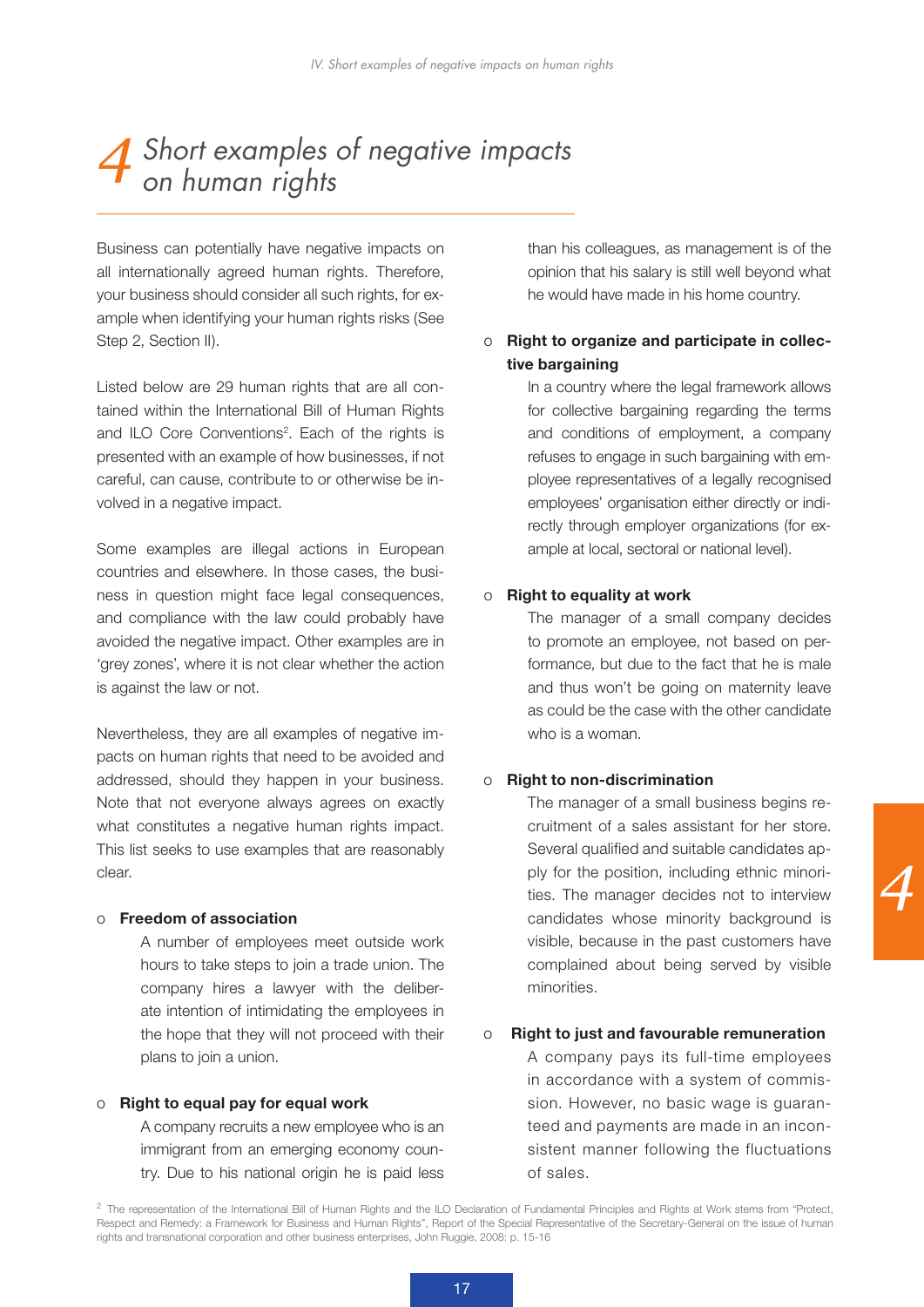# 4 Short examples of negative impacts on human rights

Business can potentially have negative impacts on all internationally agreed human rights. Therefore, your business should consider all such rights, for example when identifying your human rights risks (See Step 2, Section II).

Listed below are 29 human rights that are all contained within the International Bill of Human Rights and ILO Core Conventions[2]. Each of the rights is presented with an example of how businesses, if not careful, can cause, contribute to or otherwise be involved in a negative impact.

Some examples are illegal actions in European countries and elsewhere. In those cases, the business in question might face legal consequences, and compliance with the law could probably have avoided the negative impact. Other examples are in 'grey zones', where it is not clear whether the action is against the law or not.

Nevertheless, they are all examples of negative impacts on human rights that need to be avoided and addressed, should they happen in your business. Note that not everyone always agrees on exactly what constitutes a negative human rights impact. This list seeks to use examples that are reasonably clear.

- **Freedom of association**

  A number of employees meet outside work hours to take steps to join a trade union. The company hires a lawyer with the deliberate intention of intimidating the employees in the hope that they will not proceed with their plans to join a union.

- **Right to equal pay for equal work**

  A company recruits a new employee who is an immigrant from an emerging economy country. Due to his national origin he is paid less than his colleagues, as management is of the opinion that his salary is still well beyond what he would have made in his home country.

- **Right to organize and participate in collective bargaining**

  In a country where the legal framework allows for collective bargaining regarding the terms and conditions of employment, a company refuses to engage in such bargaining with employee representatives of a legally recognised employees' organisation either directly or indirectly through employer organizations (for example at local, sectoral or national level).

- **Right to equality at work**

  The manager of a small company decides to promote an employee, not based on performance, but due to the fact that he is male and thus won't be going on maternity leave as could be the case with the other candidate who is a woman.

- **Right to non-discrimination**

  The manager of a small business begins recruitment of a sales assistant for her store. Several qualified and suitable candidates apply for the position, including ethnic minorities. The manager decides not to interview candidates whose minority background is visible, because in the past customers have complained about being served by visible minorities.

- **Right to just and favourable remuneration**

  A company pays its full-time employees in accordance with a system of commission. However, no basic wage is guaranteed and payments are made in an inconsistent manner following the fluctuations of sales.

[2] The representation of the International Bill of Human Rights and the ILO Declaration of Fundamental Principles and Rights at Work stems from "Protect, Respect and Remedy: a Framework for Business and Human Rights", Report of the Special Representative of the Secretary-General on the issue of human rights and transnational corporation and other business enterprises, John Ruggie, 2008: p. 15-16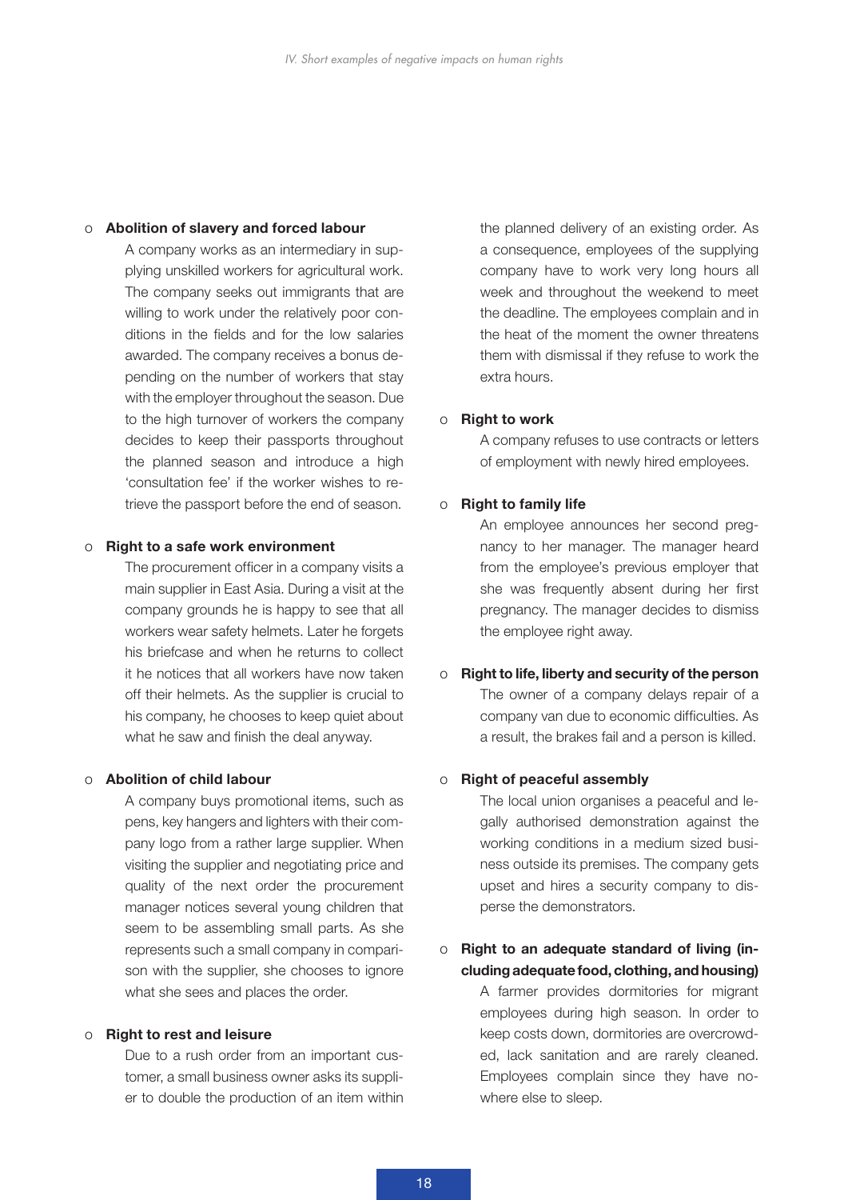- **Abolition of slavery and forced labour**

  A company works as an intermediary in supplying unskilled workers for agricultural work. The company seeks out immigrants that are willing to work under the relatively poor conditions in the fields and for the low salaries awarded. The company receives a bonus depending on the number of workers that stay with the employer throughout the season. Due to the high turnover of workers the company decides to keep their passports throughout the planned season and introduce a high 'consultation fee' if the worker wishes to retrieve the passport before the end of season.

- **Right to a safe work environment**

  The procurement officer in a company visits a main supplier in East Asia. During a visit at the company grounds he is happy to see that all workers wear safety helmets. Later he forgets his briefcase and when he returns to collect it he notices that all workers have now taken off their helmets. As the supplier is crucial to his company, he chooses to keep quiet about what he saw and finish the deal anyway.

- **Abolition of child labour**

  A company buys promotional items, such as pens, key hangers and lighters with their company logo from a rather large supplier. When visiting the supplier and negotiating price and quality of the next order the procurement manager notices several young children that seem to be assembling small parts. As she represents such a small company in comparison with the supplier, she chooses to ignore what she sees and places the order.

- **Right to rest and leisure**

  Due to a rush order from an important customer, a small business owner asks its supplier to double the production of an item within the planned delivery of an existing order. As a consequence, employees of the supplying company have to work very long hours all week and throughout the weekend to meet the deadline. The employees complain and in the heat of the moment the owner threatens them with dismissal if they refuse to work the extra hours.

- **Right to work**

  A company refuses to use contracts or letters of employment with newly hired employees.

- **Right to family life**

  An employee announces her second pregnancy to her manager. The manager heard from the employee's previous employer that she was frequently absent during her first pregnancy. The manager decides to dismiss the employee right away.

- **Right to life, liberty and security of the person**

  The owner of a company delays repair of a company van due to economic difficulties. As a result, the brakes fail and a person is killed.

- **Right of peaceful assembly**

  The local union organises a peaceful and legally authorised demonstration against the working conditions in a medium sized business outside its premises. The company gets upset and hires a security company to disperse the demonstrators.

- **Right to an adequate standard of living (including adequate food, clothing, and housing)**

  A farmer provides dormitories for migrant employees during high season. In order to keep costs down, dormitories are overcrowded, lack sanitation and are rarely cleaned. Employees complain since they have nowhere else to sleep.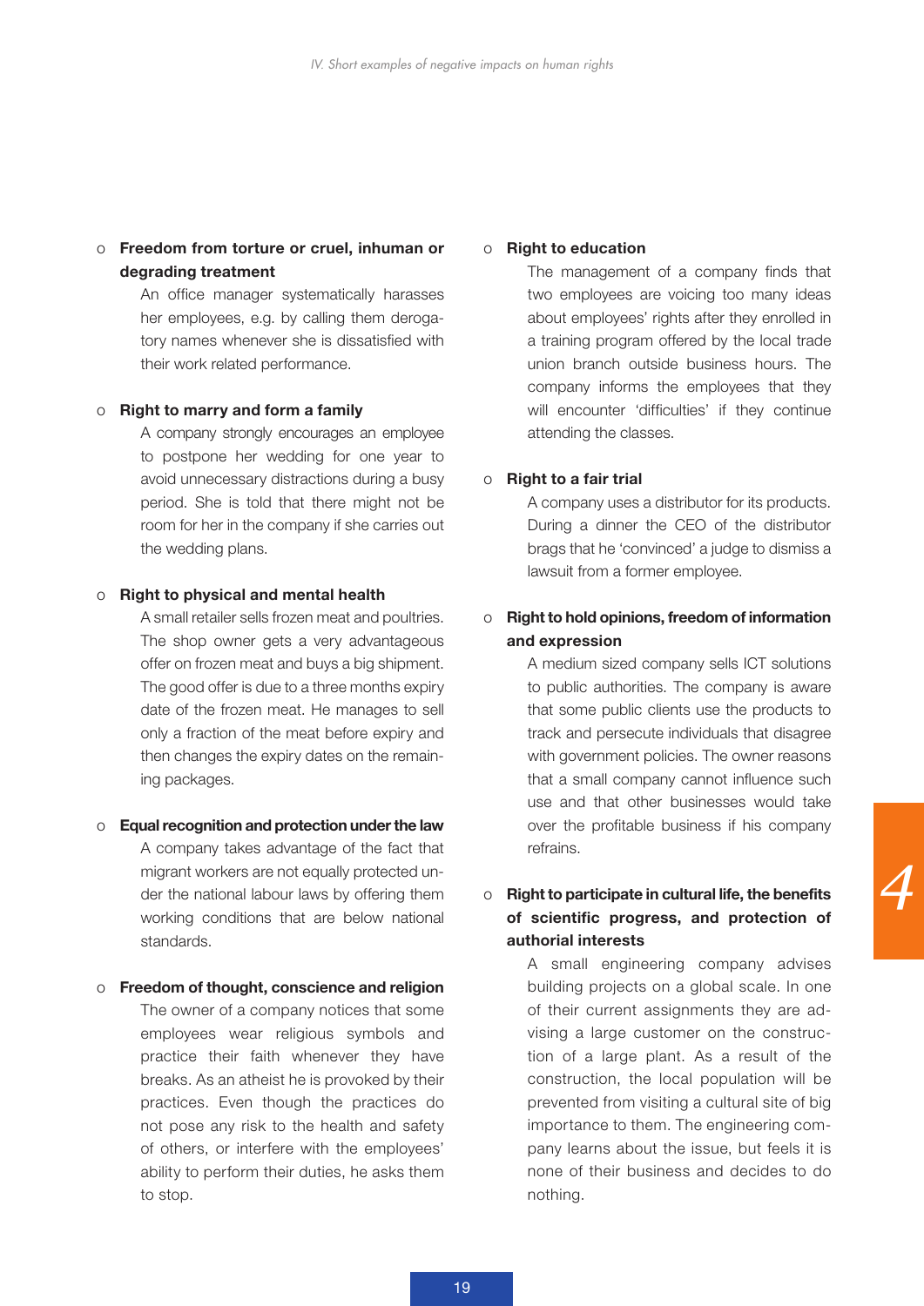- **Freedom from torture or cruel, inhuman or degrading treatment**

  An office manager systematically harasses her employees, e.g. by calling them derogatory names whenever she is dissatisfied with their work related performance.

- **Right to marry and form a family**

  A company strongly encourages an employee to postpone her wedding for one year to avoid unnecessary distractions during a busy period. She is told that there might not be room for her in the company if she carries out the wedding plans.

- **Right to physical and mental health**

  A small retailer sells frozen meat and poultries. The shop owner gets a very advantageous offer on frozen meat and buys a big shipment. The good offer is due to a three months expiry date of the frozen meat. He manages to sell only a fraction of the meat before expiry and then changes the expiry dates on the remaining packages.

- **Equal recognition and protection under the law**

  A company takes advantage of the fact that migrant workers are not equally protected under the national labour laws by offering them working conditions that are below national standards.

- **Freedom of thought, conscience and religion**

  The owner of a company notices that some employees wear religious symbols and practice their faith whenever they have breaks. As an atheist he is provoked by their practices. Even though the practices do not pose any risk to the health and safety of others, or interfere with the employees' ability to perform their duties, he asks them to stop.

- **Right to education**

  The management of a company finds that two employees are voicing too many ideas about employees' rights after they enrolled in a training program offered by the local trade union branch outside business hours. The company informs the employees that they will encounter 'difficulties' if they continue attending the classes.

- **Right to a fair trial**

  A company uses a distributor for its products. During a dinner the CEO of the distributor brags that he 'convinced' a judge to dismiss a lawsuit from a former employee.

- **Right to hold opinions, freedom of information and expression**

  A medium sized company sells ICT solutions to public authorities. The company is aware that some public clients use the products to track and persecute individuals that disagree with government policies. The owner reasons that a small company cannot influence such use and that other businesses would take over the profitable business if his company refrains.

- **Right to participate in cultural life, the benefits of scientific progress, and protection of authorial interests**

  A small engineering company advises building projects on a global scale. In one of their current assignments they are advising a large customer on the construction of a large plant. As a result of the construction, the local population will be prevented from visiting a cultural site of big importance to them. The engineering company learns about the issue, but feels it is none of their business and decides to do nothing.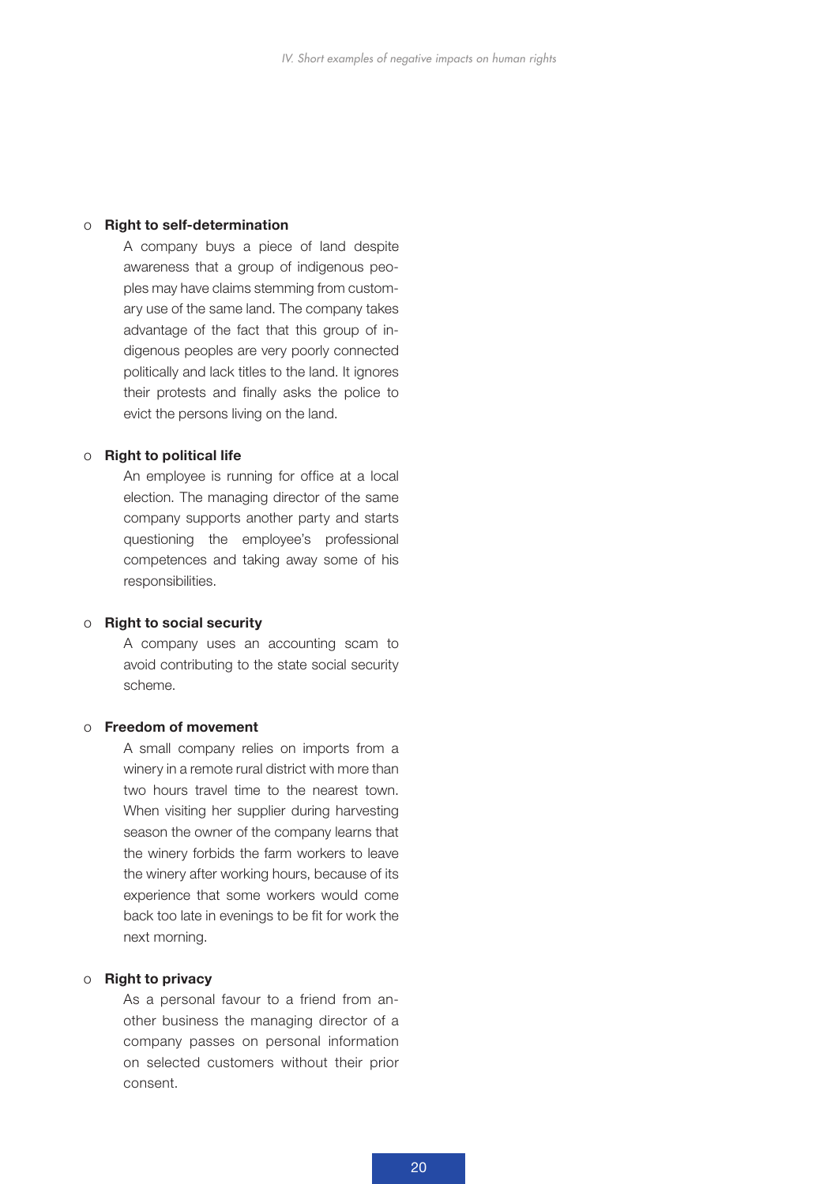- **Right to self-determination**

  A company buys a piece of land despite awareness that a group of indigenous peoples may have claims stemming from customary use of the same land. The company takes advantage of the fact that this group of indigenous peoples are very poorly connected politically and lack titles to the land. It ignores their protests and finally asks the police to evict the persons living on the land.

- **Right to political life**

  An employee is running for office at a local election. The managing director of the same company supports another party and starts questioning the employee's professional competences and taking away some of his responsibilities.

- **Right to social security**

  A company uses an accounting scam to avoid contributing to the state social security scheme.

- **Freedom of movement**

  A small company relies on imports from a winery in a remote rural district with more than two hours travel time to the nearest town. When visiting her supplier during harvesting season the owner of the company learns that the winery forbids the farm workers to leave the winery after working hours, because of its experience that some workers would come back too late in evenings to be fit for work the next morning.

- **Right to privacy**

  As a personal favour to a friend from another business the managing director of a company passes on personal information on selected customers without their prior consent.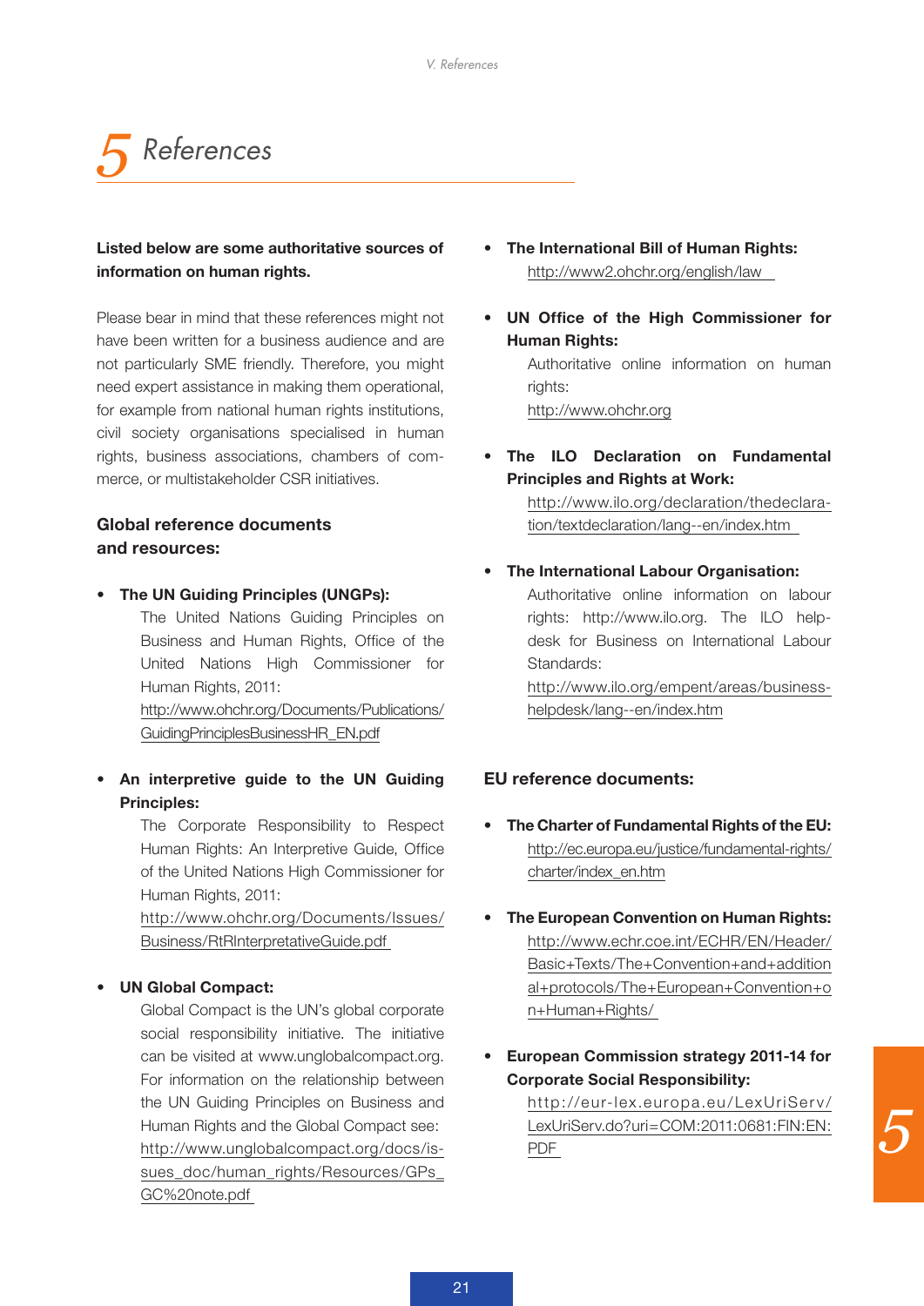# 5 References

**Listed below are some authoritative sources of information on human rights.**

Please bear in mind that these references might not have been written for a business audience and are not particularly SME friendly. Therefore, you might need expert assistance in making them operational, for example from national human rights institutions, civil society organisations specialised in human rights, business associations, chambers of commerce, or multistakeholder CSR initiatives.

## Global reference documents and resources:

- **The UN Guiding Principles (UNGPs):**
  The United Nations Guiding Principles on Business and Human Rights, Office of the United Nations High Commissioner for Human Rights, 2011:
  http://www.ohchr.org/Documents/Publications/GuidingPrinciplesBusinessHR_EN.pdf

- **An interpretive guide to the UN Guiding Principles:**
  The Corporate Responsibility to Respect Human Rights: An Interpretive Guide, Office of the United Nations High Commissioner for Human Rights, 2011:
  http://www.ohchr.org/Documents/Issues/Business/RtRInterpretativeGuide.pdf

- **UN Global Compact:**
  Global Compact is the UN's global corporate social responsibility initiative. The initiative can be visited at www.unglobalcompact.org. For information on the relationship between the UN Guiding Principles on Business and Human Rights and the Global Compact see:
  http://www.unglobalcompact.org/docs/issues_doc/human_rights/Resources/GPs_GC%20note.pdf

- **The International Bill of Human Rights:**
  http://www2.ohchr.org/english/law

- **UN Office of the High Commissioner for Human Rights:**
  Authoritative online information on human rights:
  http://www.ohchr.org

- **The ILO Declaration on Fundamental Principles and Rights at Work:**
  http://www.ilo.org/declaration/thedeclaration/textdeclaration/lang--en/index.htm

- **The International Labour Organisation:**
  Authoritative online information on labour rights: http://www.ilo.org. The ILO helpdesk for Business on International Labour Standards:
  http://www.ilo.org/empent/areas/business-helpdesk/lang--en/index.htm

## EU reference documents:

- **The Charter of Fundamental Rights of the EU:**
  http://ec.europa.eu/justice/fundamental-rights/charter/index_en.htm

- **The European Convention on Human Rights:**
  http://www.echr.coe.int/ECHR/EN/Header/Basic+Texts/The+Convention+and+additional+protocols/The+European+Convention+on+Human+Rights/

- **European Commission strategy 2011-14 for Corporate Social Responsibility:**
  http://eur-lex.europa.eu/LexUriServ/LexUriServ.do?uri=COM:2011:0681:FIN:EN:PDF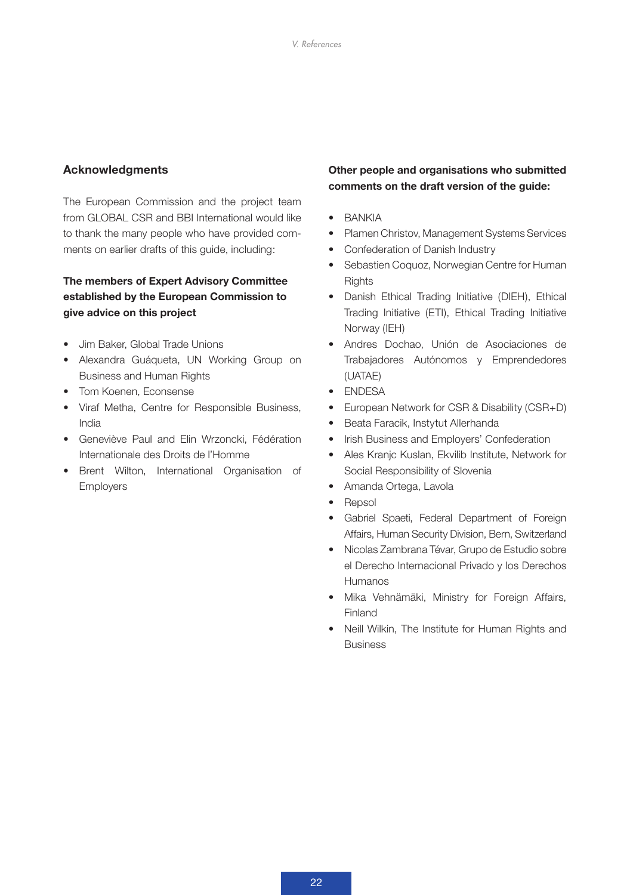## Acknowledgments

The European Commission and the project team from GLOBAL CSR and BBI International would like to thank the many people who have provided comments on earlier drafts of this guide, including:

**The members of Expert Advisory Committee established by the European Commission to give advice on this project**

- Jim Baker, Global Trade Unions
- Alexandra Guáqueta, UN Working Group on Business and Human Rights
- Tom Koenen, Econsense
- Viraf Metha, Centre for Responsible Business, India
- Geneviève Paul and Elin Wrzoncki, Fédération Internationale des Droits de l'Homme
- Brent Wilton, International Organisation of Employers

**Other people and organisations who submitted comments on the draft version of the guide:**

- BANKIA
- Plamen Christov, Management Systems Services
- Confederation of Danish Industry
- Sebastien Coquoz, Norwegian Centre for Human Rights
- Danish Ethical Trading Initiative (DIEH), Ethical Trading Initiative (ETI), Ethical Trading Initiative Norway (IEH)
- Andres Dochao, Unión de Asociaciones de Trabajadores Autónomos y Emprendedores (UATAE)
- ENDESA
- European Network for CSR & Disability (CSR+D)
- Beata Faracik, Instytut Allerhanda
- Irish Business and Employers' Confederation
- Ales Kranjc Kuslan, Ekvilib Institute, Network for Social Responsibility of Slovenia
- Amanda Ortega, Lavola
- Repsol
- Gabriel Spaeti, Federal Department of Foreign Affairs, Human Security Division, Bern, Switzerland
- Nicolas Zambrana Tévar, Grupo de Estudio sobre el Derecho Internacional Privado y los Derechos Humanos
- Mika Vehnämäki, Ministry for Foreign Affairs, Finland
- Neill Wilkin, The Institute for Human Rights and Business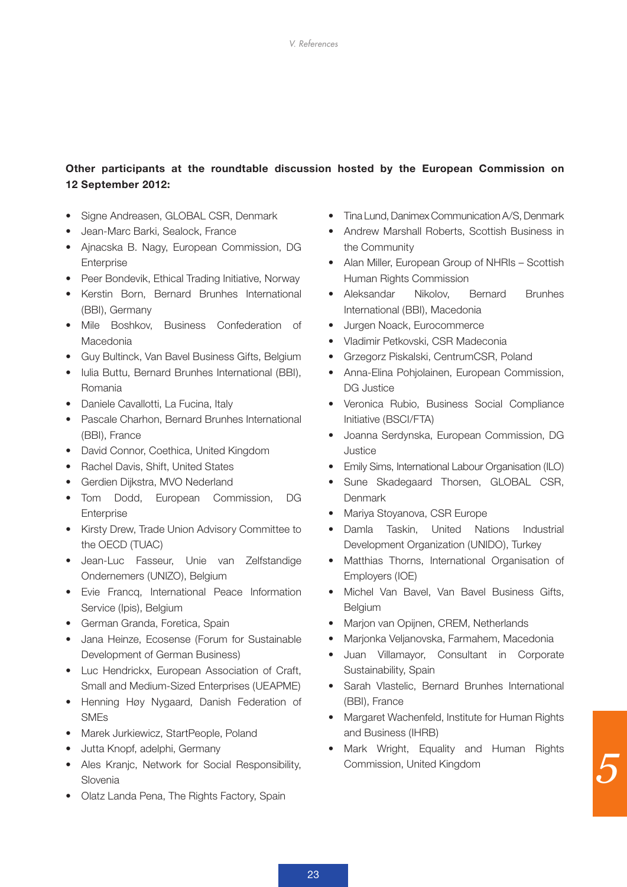**Other participants at the roundtable discussion hosted by the European Commission on 12 September 2012:**

- Signe Andreasen, GLOBAL CSR, Denmark
- Jean-Marc Barki, Sealock, France
- Ajnacska B. Nagy, European Commission, DG Enterprise
- Peer Bondevik, Ethical Trading Initiative, Norway
- Kerstin Born, Bernard Brunhes International (BBI), Germany
- Mile Boshkov, Business Confederation of Macedonia
- Guy Bultinck, Van Bavel Business Gifts, Belgium
- Iulia Buttu, Bernard Brunhes International (BBI), Romania
- Daniele Cavallotti, La Fucina, Italy
- Pascale Charhon, Bernard Brunhes International (BBI), France
- David Connor, Coethica, United Kingdom
- Rachel Davis, Shift, United States
- Gerdien Dijkstra, MVO Nederland
- Tom Dodd, European Commission, DG Enterprise
- Kirsty Drew, Trade Union Advisory Committee to the OECD (TUAC)
- Jean-Luc Fasseur, Unie van Zelfstandige Ondernemers (UNIZO), Belgium
- Evie Francq, International Peace Information Service (Ipis), Belgium
- German Granda, Foretica, Spain
- Jana Heinze, Ecosense (Forum for Sustainable Development of German Business)
- Luc Hendrickx, European Association of Craft, Small and Medium-Sized Enterprises (UEAPME)
- Henning Høy Nygaard, Danish Federation of SMEs
- Marek Jurkiewicz, StartPeople, Poland
- Jutta Knopf, adelphi, Germany
- Ales Kranjc, Network for Social Responsibility, Slovenia
- Olatz Landa Pena, The Rights Factory, Spain
- Tina Lund, Danimex Communication A/S, Denmark
- Andrew Marshall Roberts, Scottish Business in the Community
- Alan Miller, European Group of NHRIs – Scottish Human Rights Commission
- Aleksandar Nikolov, Bernard Brunhes International (BBI), Macedonia
- Jurgen Noack, Eurocommerce
- Vladimir Petkovski, CSR Madeconia
- Grzegorz Piskalski, CentrumCSR, Poland
- Anna-Elina Pohjolainen, European Commission, DG Justice
- Veronica Rubio, Business Social Compliance Initiative (BSCI/FTA)
- Joanna Serdynska, European Commission, DG Justice
- Emily Sims, International Labour Organisation (ILO)
- Sune Skadegaard Thorsen, GLOBAL CSR, Denmark
- Mariya Stoyanova, CSR Europe
- Damla Taskin, United Nations Industrial Development Organization (UNIDO), Turkey
- Matthias Thorns, International Organisation of Employers (IOE)
- Michel Van Bavel, Van Bavel Business Gifts, Belgium
- Marjon van Opijnen, CREM, Netherlands
- Marjonka Veljanovska, Farmahem, Macedonia
- Juan Villamayor, Consultant in Corporate Sustainability, Spain
- Sarah Vlastelic, Bernard Brunhes International (BBI), France
- Margaret Wachenfeld, Institute for Human Rights and Business (IHRB)
- Mark Wright, Equality and Human Rights Commission, United Kingdom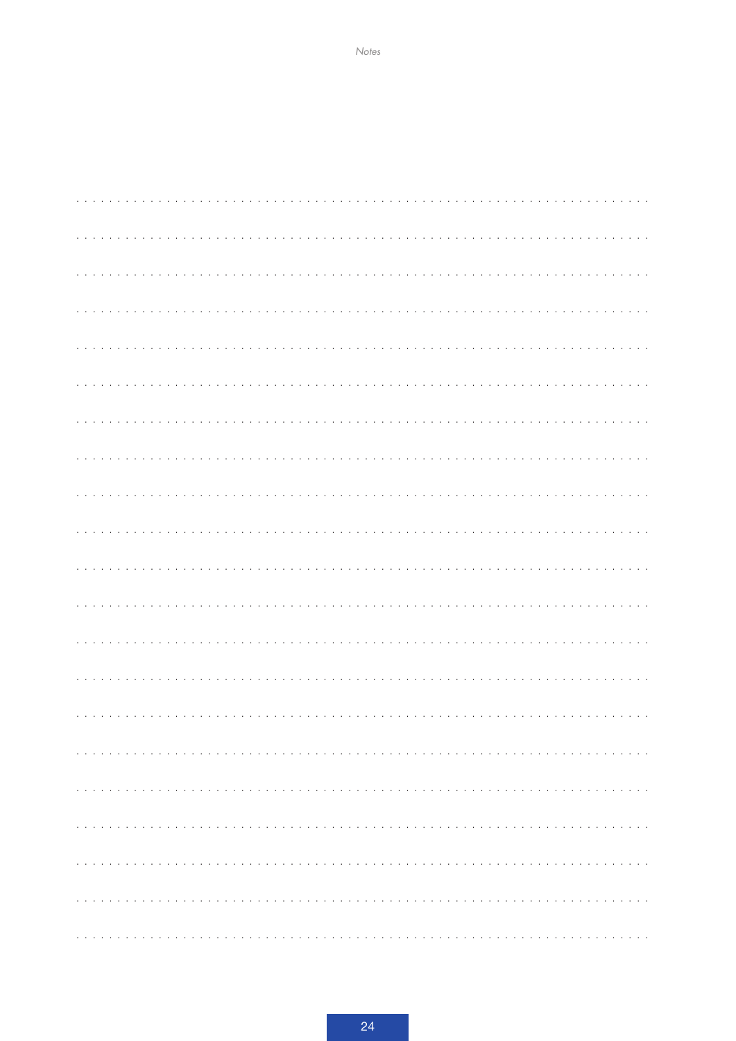*Notes*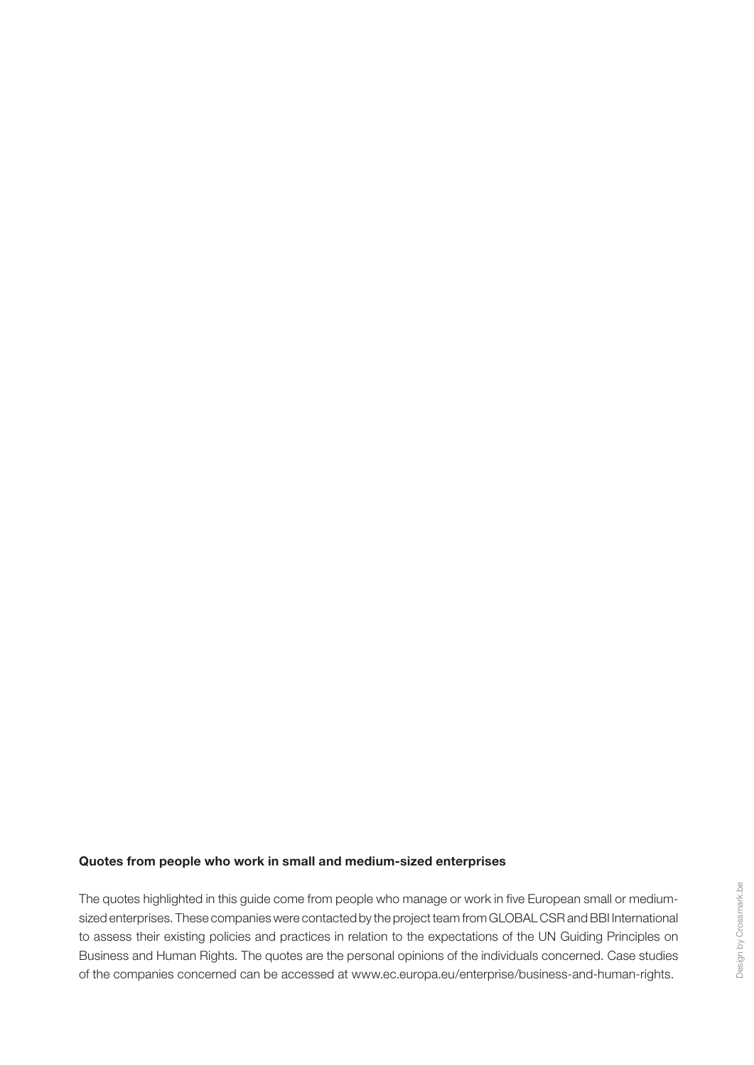**Quotes from people who work in small and medium-sized enterprises**

The quotes highlighted in this guide come from people who manage or work in five European small or medium-sized enterprises. These companies were contacted by the project team from GLOBAL CSR and BBI International to assess their existing policies and practices in relation to the expectations of the UN Guiding Principles on Business and Human Rights. The quotes are the personal opinions of the individuals concerned. Case studies of the companies concerned can be accessed at www.ec.europa.eu/enterprise/business-and-human-rights.

Design by Crossmark.be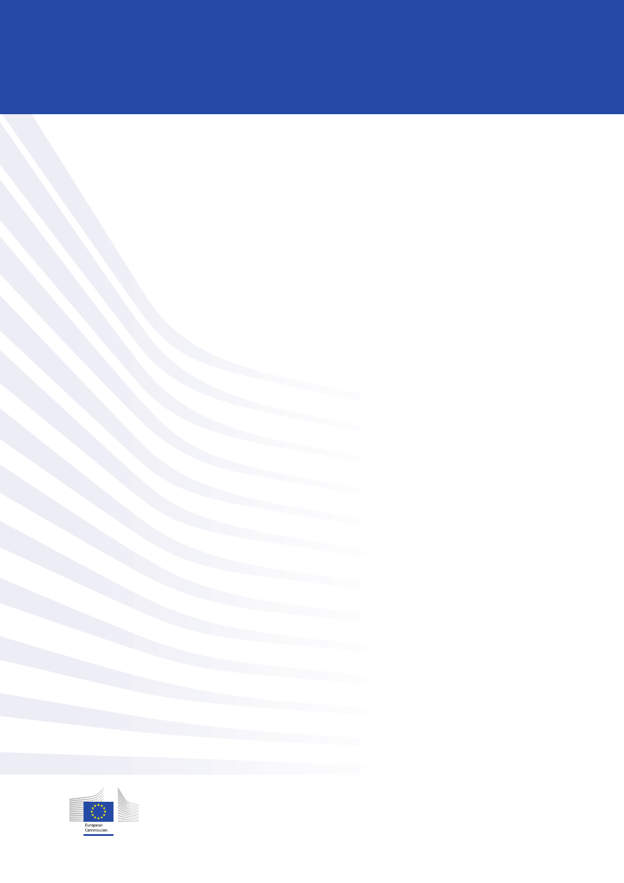European Commission